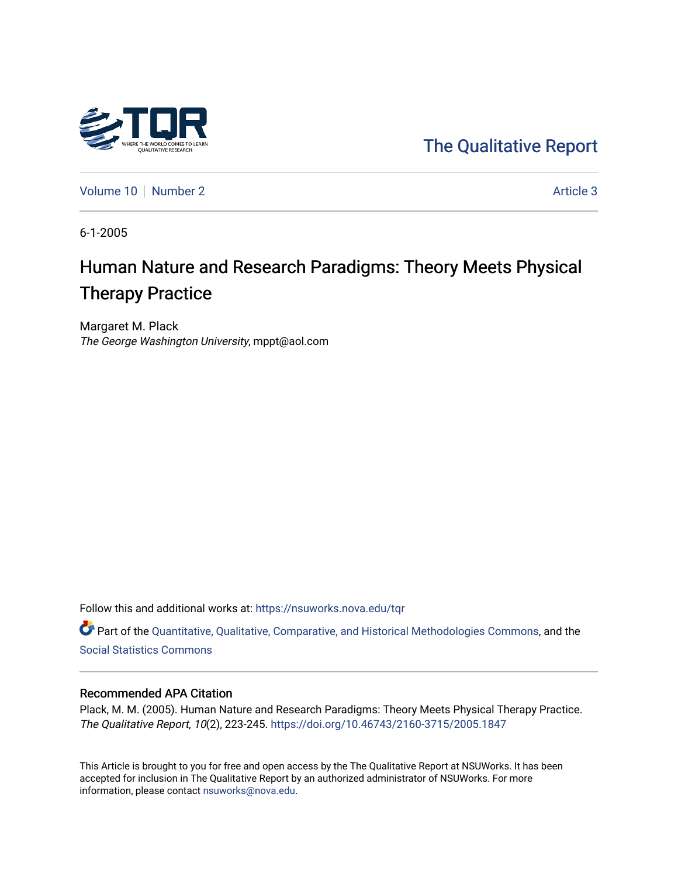The Qualitative Report

Volume 10 | Number 2 | Article 3

6-1-2005

# Human Nature and Research Paradigms: Theory Meets Physical Therapy Practice

Margaret M. Plack
*The George Washington University*, mppt@aol.com

Follow this and additional works at: https://nsuworks.nova.edu/tqr

Part of the Quantitative, Qualitative, Comparative, and Historical Methodologies Commons, and the Social Statistics Commons

### Recommended APA Citation

Plack, M. M. (2005). Human Nature and Research Paradigms: Theory Meets Physical Therapy Practice. *The Qualitative Report*, *10*(2), 223-245. https://doi.org/10.46743/2160-3715/2005.1847

This Article is brought to you for free and open access by the The Qualitative Report at NSUWorks. It has been accepted for inclusion in The Qualitative Report by an authorized administrator of NSUWorks. For more information, please contact nsuworks@nova.edu.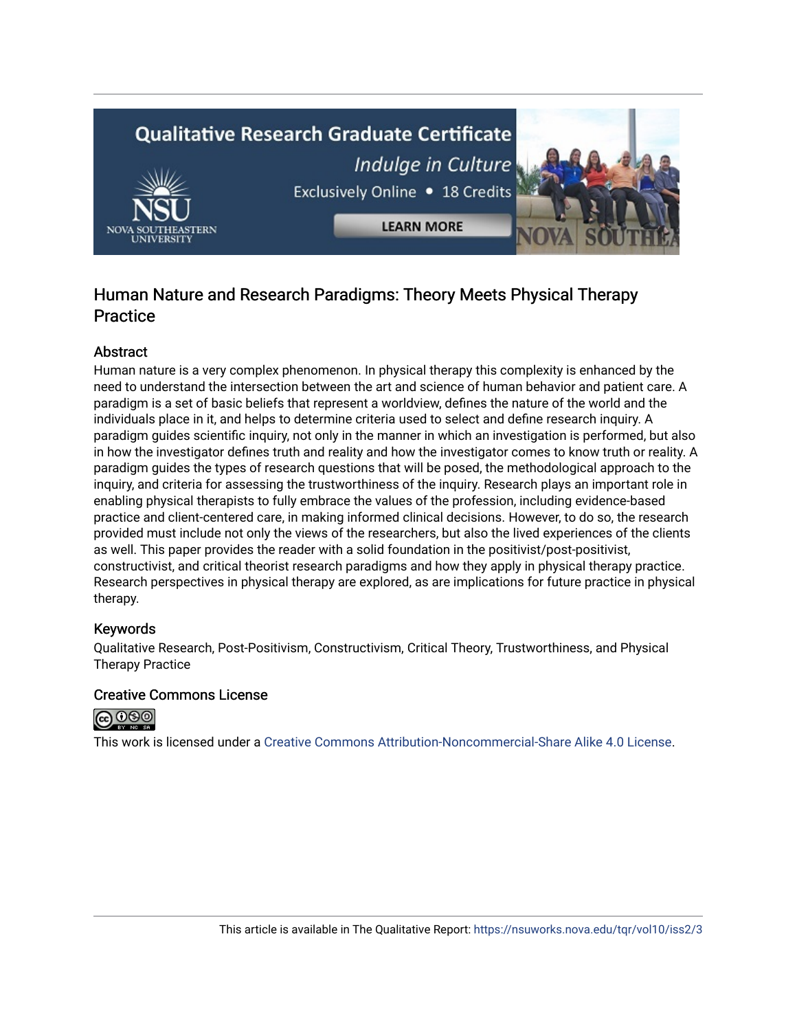# Human Nature and Research Paradigms: Theory Meets Physical Therapy Practice

## Abstract

Human nature is a very complex phenomenon. In physical therapy this complexity is enhanced by the need to understand the intersection between the art and science of human behavior and patient care. A paradigm is a set of basic beliefs that represent a worldview, defines the nature of the world and the individuals place in it, and helps to determine criteria used to select and define research inquiry. A paradigm guides scientific inquiry, not only in the manner in which an investigation is performed, but also in how the investigator defines truth and reality and how the investigator comes to know truth or reality. A paradigm guides the types of research questions that will be posed, the methodological approach to the inquiry, and criteria for assessing the trustworthiness of the inquiry. Research plays an important role in enabling physical therapists to fully embrace the values of the profession, including evidence-based practice and client-centered care, in making informed clinical decisions. However, to do so, the research provided must include not only the views of the researchers, but also the lived experiences of the clients as well. This paper provides the reader with a solid foundation in the positivist/post-positivist, constructivist, and critical theorist research paradigms and how they apply in physical therapy practice. Research perspectives in physical therapy are explored, as are implications for future practice in physical therapy.

## Keywords

Qualitative Research, Post-Positivism, Constructivism, Critical Theory, Trustworthiness, and Physical Therapy Practice

## Creative Commons License

This work is licensed under a Creative Commons Attribution-Noncommercial-Share Alike 4.0 License.

This article is available in The Qualitative Report: https://nsuworks.nova.edu/tqr/vol10/iss2/3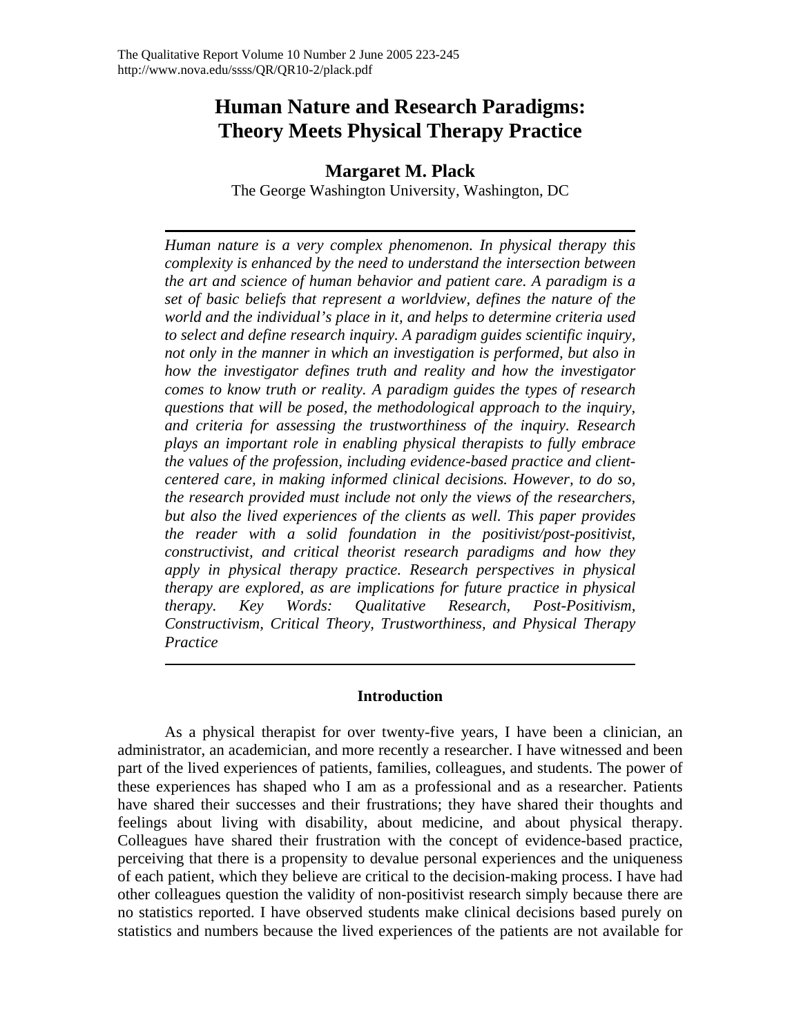# Human Nature and Research Paradigms: Theory Meets Physical Therapy Practice

**Margaret M. Plack**

The George Washington University, Washington, DC

*Human nature is a very complex phenomenon. In physical therapy this complexity is enhanced by the need to understand the intersection between the art and science of human behavior and patient care. A paradigm is a set of basic beliefs that represent a worldview, defines the nature of the world and the individual's place in it, and helps to determine criteria used to select and define research inquiry. A paradigm guides scientific inquiry, not only in the manner in which an investigation is performed, but also in how the investigator defines truth and reality and how the investigator comes to know truth or reality. A paradigm guides the types of research questions that will be posed, the methodological approach to the inquiry, and criteria for assessing the trustworthiness of the inquiry. Research plays an important role in enabling physical therapists to fully embrace the values of the profession, including evidence-based practice and client-centered care, in making informed clinical decisions. However, to do so, the research provided must include not only the views of the researchers, but also the lived experiences of the clients as well. This paper provides the reader with a solid foundation in the positivist/post-positivist, constructivist, and critical theorist research paradigms and how they apply in physical therapy practice. Research perspectives in physical therapy are explored, as are implications for future practice in physical therapy. Key Words: Qualitative Research, Post-Positivism, Constructivism, Critical Theory, Trustworthiness, and Physical Therapy Practice*

## Introduction

As a physical therapist for over twenty-five years, I have been a clinician, an administrator, an academician, and more recently a researcher. I have witnessed and been part of the lived experiences of patients, families, colleagues, and students. The power of these experiences has shaped who I am as a professional and as a researcher. Patients have shared their successes and their frustrations; they have shared their thoughts and feelings about living with disability, about medicine, and about physical therapy. Colleagues have shared their frustration with the concept of evidence-based practice, perceiving that there is a propensity to devalue personal experiences and the uniqueness of each patient, which they believe are critical to the decision-making process. I have had other colleagues question the validity of non-positivist research simply because there are no statistics reported. I have observed students make clinical decisions based purely on statistics and numbers because the lived experiences of the patients are not available for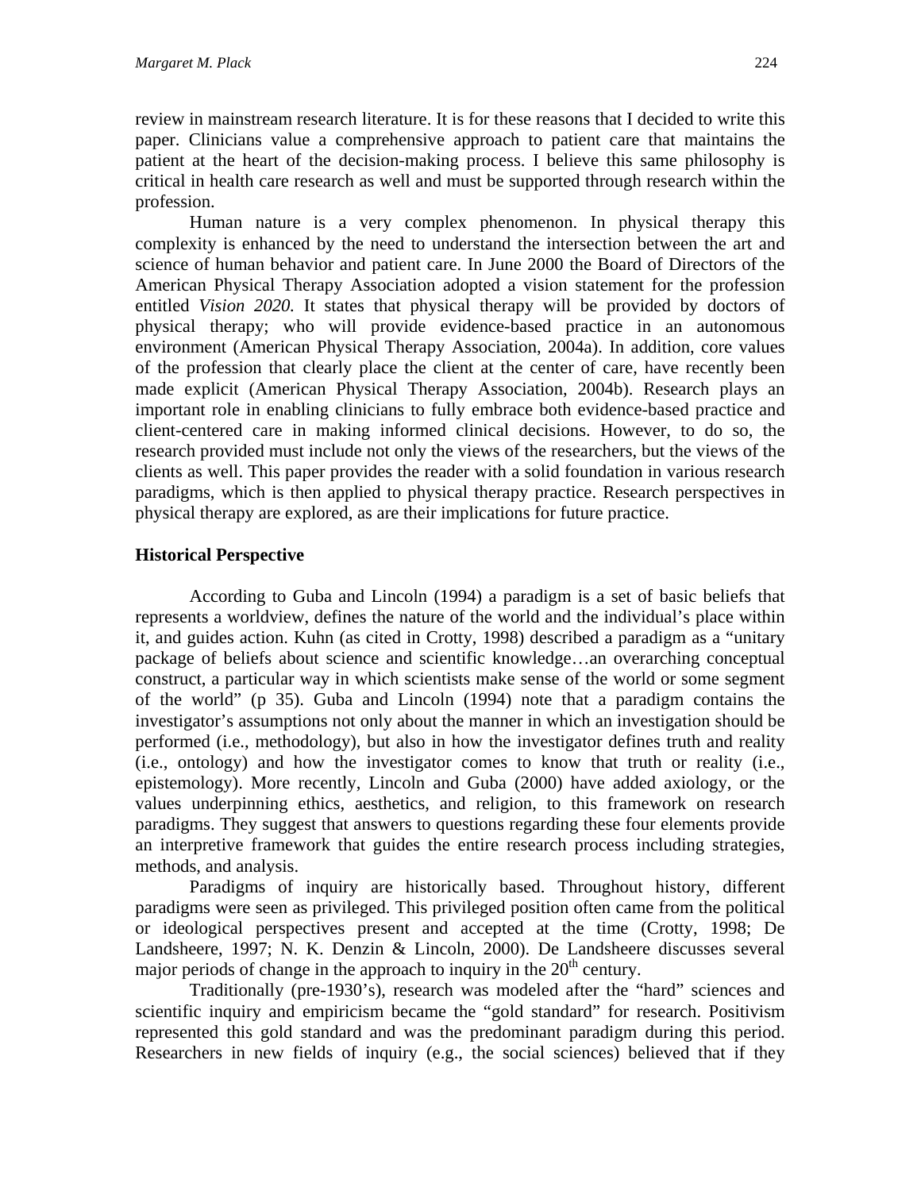review in mainstream research literature. It is for these reasons that I decided to write this paper. Clinicians value a comprehensive approach to patient care that maintains the patient at the heart of the decision-making process. I believe this same philosophy is critical in health care research as well and must be supported through research within the profession.

Human nature is a very complex phenomenon. In physical therapy this complexity is enhanced by the need to understand the intersection between the art and science of human behavior and patient care. In June 2000 the Board of Directors of the American Physical Therapy Association adopted a vision statement for the profession entitled *Vision 2020.* It states that physical therapy will be provided by doctors of physical therapy; who will provide evidence-based practice in an autonomous environment (American Physical Therapy Association, 2004a). In addition, core values of the profession that clearly place the client at the center of care, have recently been made explicit (American Physical Therapy Association, 2004b). Research plays an important role in enabling clinicians to fully embrace both evidence-based practice and client-centered care in making informed clinical decisions. However, to do so, the research provided must include not only the views of the researchers, but the views of the clients as well. This paper provides the reader with a solid foundation in various research paradigms, which is then applied to physical therapy practice. Research perspectives in physical therapy are explored, as are their implications for future practice.

## Historical Perspective

According to Guba and Lincoln (1994) a paradigm is a set of basic beliefs that represents a worldview, defines the nature of the world and the individual's place within it, and guides action. Kuhn (as cited in Crotty, 1998) described a paradigm as a "unitary package of beliefs about science and scientific knowledge…an overarching conceptual construct, a particular way in which scientists make sense of the world or some segment of the world" (p 35). Guba and Lincoln (1994) note that a paradigm contains the investigator's assumptions not only about the manner in which an investigation should be performed (i.e., methodology), but also in how the investigator defines truth and reality (i.e., ontology) and how the investigator comes to know that truth or reality (i.e., epistemology). More recently, Lincoln and Guba (2000) have added axiology, or the values underpinning ethics, aesthetics, and religion, to this framework on research paradigms. They suggest that answers to questions regarding these four elements provide an interpretive framework that guides the entire research process including strategies, methods, and analysis.

Paradigms of inquiry are historically based. Throughout history, different paradigms were seen as privileged. This privileged position often came from the political or ideological perspectives present and accepted at the time (Crotty, 1998; De Landsheere, 1997; N. K. Denzin & Lincoln, 2000). De Landsheere discusses several major periods of change in the approach to inquiry in the 20th century.

Traditionally (pre-1930's), research was modeled after the "hard" sciences and scientific inquiry and empiricism became the "gold standard" for research. Positivism represented this gold standard and was the predominant paradigm during this period. Researchers in new fields of inquiry (e.g., the social sciences) believed that if they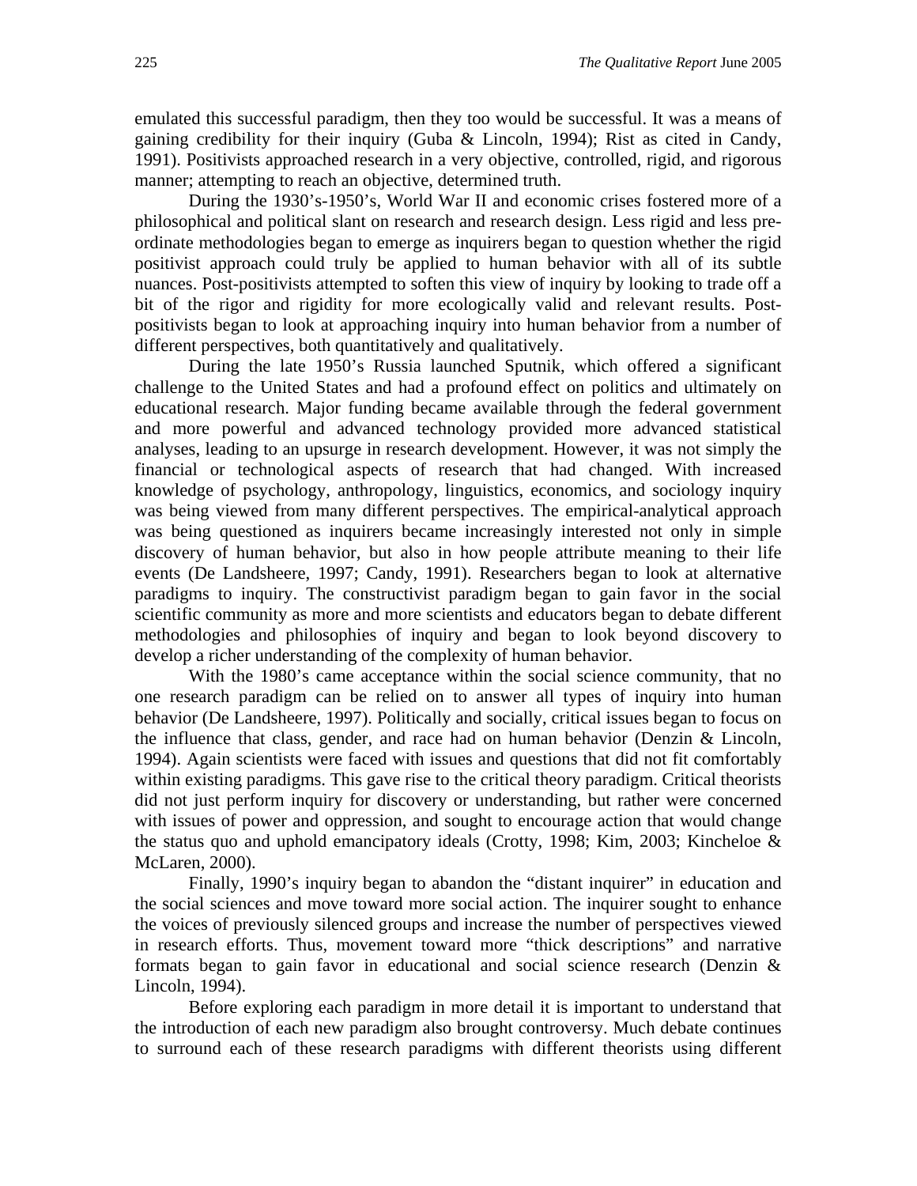emulated this successful paradigm, then they too would be successful. It was a means of gaining credibility for their inquiry (Guba & Lincoln, 1994); Rist as cited in Candy, 1991). Positivists approached research in a very objective, controlled, rigid, and rigorous manner; attempting to reach an objective, determined truth.

During the 1930's-1950's, World War II and economic crises fostered more of a philosophical and political slant on research and research design. Less rigid and less pre-ordinate methodologies began to emerge as inquirers began to question whether the rigid positivist approach could truly be applied to human behavior with all of its subtle nuances. Post-positivists attempted to soften this view of inquiry by looking to trade off a bit of the rigor and rigidity for more ecologically valid and relevant results. Post-positivists began to look at approaching inquiry into human behavior from a number of different perspectives, both quantitatively and qualitatively.

During the late 1950's Russia launched Sputnik, which offered a significant challenge to the United States and had a profound effect on politics and ultimately on educational research. Major funding became available through the federal government and more powerful and advanced technology provided more advanced statistical analyses, leading to an upsurge in research development. However, it was not simply the financial or technological aspects of research that had changed. With increased knowledge of psychology, anthropology, linguistics, economics, and sociology inquiry was being viewed from many different perspectives. The empirical-analytical approach was being questioned as inquirers became increasingly interested not only in simple discovery of human behavior, but also in how people attribute meaning to their life events (De Landsheere, 1997; Candy, 1991). Researchers began to look at alternative paradigms to inquiry. The constructivist paradigm began to gain favor in the social scientific community as more and more scientists and educators began to debate different methodologies and philosophies of inquiry and began to look beyond discovery to develop a richer understanding of the complexity of human behavior.

With the 1980's came acceptance within the social science community, that no one research paradigm can be relied on to answer all types of inquiry into human behavior (De Landsheere, 1997). Politically and socially, critical issues began to focus on the influence that class, gender, and race had on human behavior (Denzin & Lincoln, 1994). Again scientists were faced with issues and questions that did not fit comfortably within existing paradigms. This gave rise to the critical theory paradigm. Critical theorists did not just perform inquiry for discovery or understanding, but rather were concerned with issues of power and oppression, and sought to encourage action that would change the status quo and uphold emancipatory ideals (Crotty, 1998; Kim, 2003; Kincheloe & McLaren, 2000).

Finally, 1990's inquiry began to abandon the "distant inquirer" in education and the social sciences and move toward more social action. The inquirer sought to enhance the voices of previously silenced groups and increase the number of perspectives viewed in research efforts. Thus, movement toward more "thick descriptions" and narrative formats began to gain favor in educational and social science research (Denzin & Lincoln, 1994).

Before exploring each paradigm in more detail it is important to understand that the introduction of each new paradigm also brought controversy. Much debate continues to surround each of these research paradigms with different theorists using different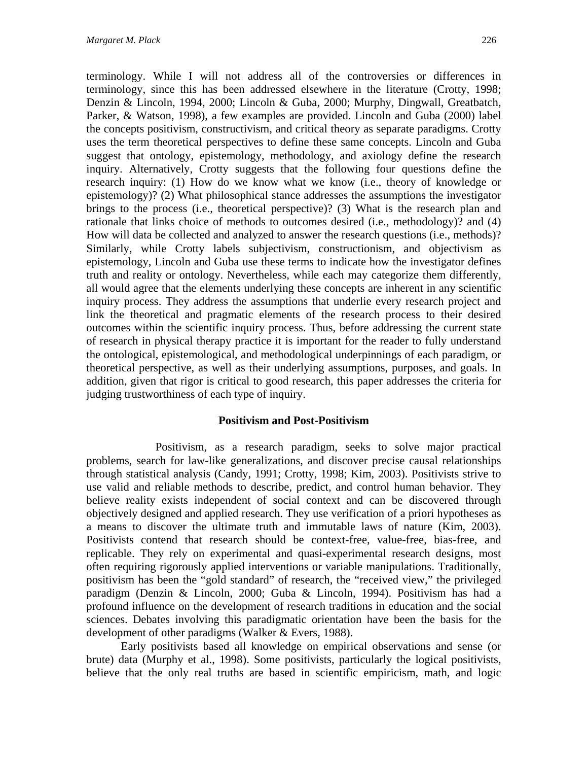terminology. While I will not address all of the controversies or differences in terminology, since this has been addressed elsewhere in the literature (Crotty, 1998; Denzin & Lincoln, 1994, 2000; Lincoln & Guba, 2000; Murphy, Dingwall, Greatbatch, Parker, & Watson, 1998), a few examples are provided. Lincoln and Guba (2000) label the concepts positivism, constructivism, and critical theory as separate paradigms. Crotty uses the term theoretical perspectives to define these same concepts. Lincoln and Guba suggest that ontology, epistemology, methodology, and axiology define the research inquiry. Alternatively, Crotty suggests that the following four questions define the research inquiry: (1) How do we know what we know (i.e., theory of knowledge or epistemology)? (2) What philosophical stance addresses the assumptions the investigator brings to the process (i.e., theoretical perspective)? (3) What is the research plan and rationale that links choice of methods to outcomes desired (i.e., methodology)? and (4) How will data be collected and analyzed to answer the research questions (i.e., methods)? Similarly, while Crotty labels subjectivism, constructionism, and objectivism as epistemology, Lincoln and Guba use these terms to indicate how the investigator defines truth and reality or ontology. Nevertheless, while each may categorize them differently, all would agree that the elements underlying these concepts are inherent in any scientific inquiry process. They address the assumptions that underlie every research project and link the theoretical and pragmatic elements of the research process to their desired outcomes within the scientific inquiry process. Thus, before addressing the current state of research in physical therapy practice it is important for the reader to fully understand the ontological, epistemological, and methodological underpinnings of each paradigm, or theoretical perspective, as well as their underlying assumptions, purposes, and goals. In addition, given that rigor is critical to good research, this paper addresses the criteria for judging trustworthiness of each type of inquiry.

## Positivism and Post-Positivism

Positivism, as a research paradigm, seeks to solve major practical problems, search for law-like generalizations, and discover precise causal relationships through statistical analysis (Candy, 1991; Crotty, 1998; Kim, 2003). Positivists strive to use valid and reliable methods to describe, predict, and control human behavior. They believe reality exists independent of social context and can be discovered through objectively designed and applied research. They use verification of a priori hypotheses as a means to discover the ultimate truth and immutable laws of nature (Kim, 2003). Positivists contend that research should be context-free, value-free, bias-free, and replicable. They rely on experimental and quasi-experimental research designs, most often requiring rigorously applied interventions or variable manipulations. Traditionally, positivism has been the "gold standard" of research, the "received view," the privileged paradigm (Denzin & Lincoln, 2000; Guba & Lincoln, 1994). Positivism has had a profound influence on the development of research traditions in education and the social sciences. Debates involving this paradigmatic orientation have been the basis for the development of other paradigms (Walker & Evers, 1988).

Early positivists based all knowledge on empirical observations and sense (or brute) data (Murphy et al., 1998). Some positivists, particularly the logical positivists, believe that the only real truths are based in scientific empiricism, math, and logic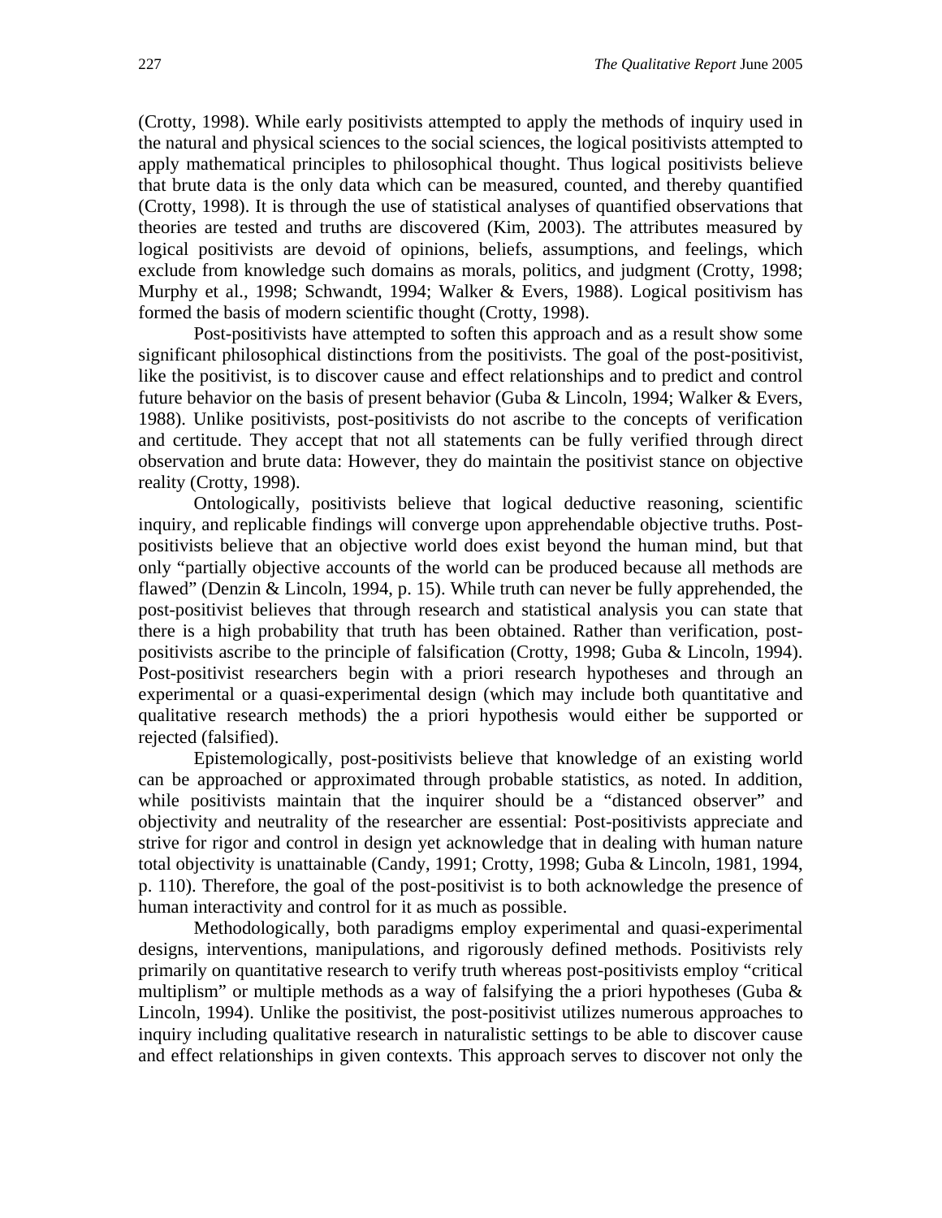(Crotty, 1998). While early positivists attempted to apply the methods of inquiry used in the natural and physical sciences to the social sciences, the logical positivists attempted to apply mathematical principles to philosophical thought. Thus logical positivists believe that brute data is the only data which can be measured, counted, and thereby quantified (Crotty, 1998). It is through the use of statistical analyses of quantified observations that theories are tested and truths are discovered (Kim, 2003). The attributes measured by logical positivists are devoid of opinions, beliefs, assumptions, and feelings, which exclude from knowledge such domains as morals, politics, and judgment (Crotty, 1998; Murphy et al., 1998; Schwandt, 1994; Walker & Evers, 1988). Logical positivism has formed the basis of modern scientific thought (Crotty, 1998).

Post-positivists have attempted to soften this approach and as a result show some significant philosophical distinctions from the positivists. The goal of the post-positivist, like the positivist, is to discover cause and effect relationships and to predict and control future behavior on the basis of present behavior (Guba & Lincoln, 1994; Walker & Evers, 1988). Unlike positivists, post-positivists do not ascribe to the concepts of verification and certitude. They accept that not all statements can be fully verified through direct observation and brute data: However, they do maintain the positivist stance on objective reality (Crotty, 1998).

Ontologically, positivists believe that logical deductive reasoning, scientific inquiry, and replicable findings will converge upon apprehendable objective truths. Post-positivists believe that an objective world does exist beyond the human mind, but that only "partially objective accounts of the world can be produced because all methods are flawed" (Denzin & Lincoln, 1994, p. 15). While truth can never be fully apprehended, the post-positivist believes that through research and statistical analysis you can state that there is a high probability that truth has been obtained. Rather than verification, post-positivists ascribe to the principle of falsification (Crotty, 1998; Guba & Lincoln, 1994). Post-positivist researchers begin with a priori research hypotheses and through an experimental or a quasi-experimental design (which may include both quantitative and qualitative research methods) the a priori hypothesis would either be supported or rejected (falsified).

Epistemologically, post-positivists believe that knowledge of an existing world can be approached or approximated through probable statistics, as noted. In addition, while positivists maintain that the inquirer should be a "distanced observer" and objectivity and neutrality of the researcher are essential: Post-positivists appreciate and strive for rigor and control in design yet acknowledge that in dealing with human nature total objectivity is unattainable (Candy, 1991; Crotty, 1998; Guba & Lincoln, 1981, 1994, p. 110). Therefore, the goal of the post-positivist is to both acknowledge the presence of human interactivity and control for it as much as possible.

Methodologically, both paradigms employ experimental and quasi-experimental designs, interventions, manipulations, and rigorously defined methods. Positivists rely primarily on quantitative research to verify truth whereas post-positivists employ "critical multiplism" or multiple methods as a way of falsifying the a priori hypotheses (Guba & Lincoln, 1994). Unlike the positivist, the post-positivist utilizes numerous approaches to inquiry including qualitative research in naturalistic settings to be able to discover cause and effect relationships in given contexts. This approach serves to discover not only the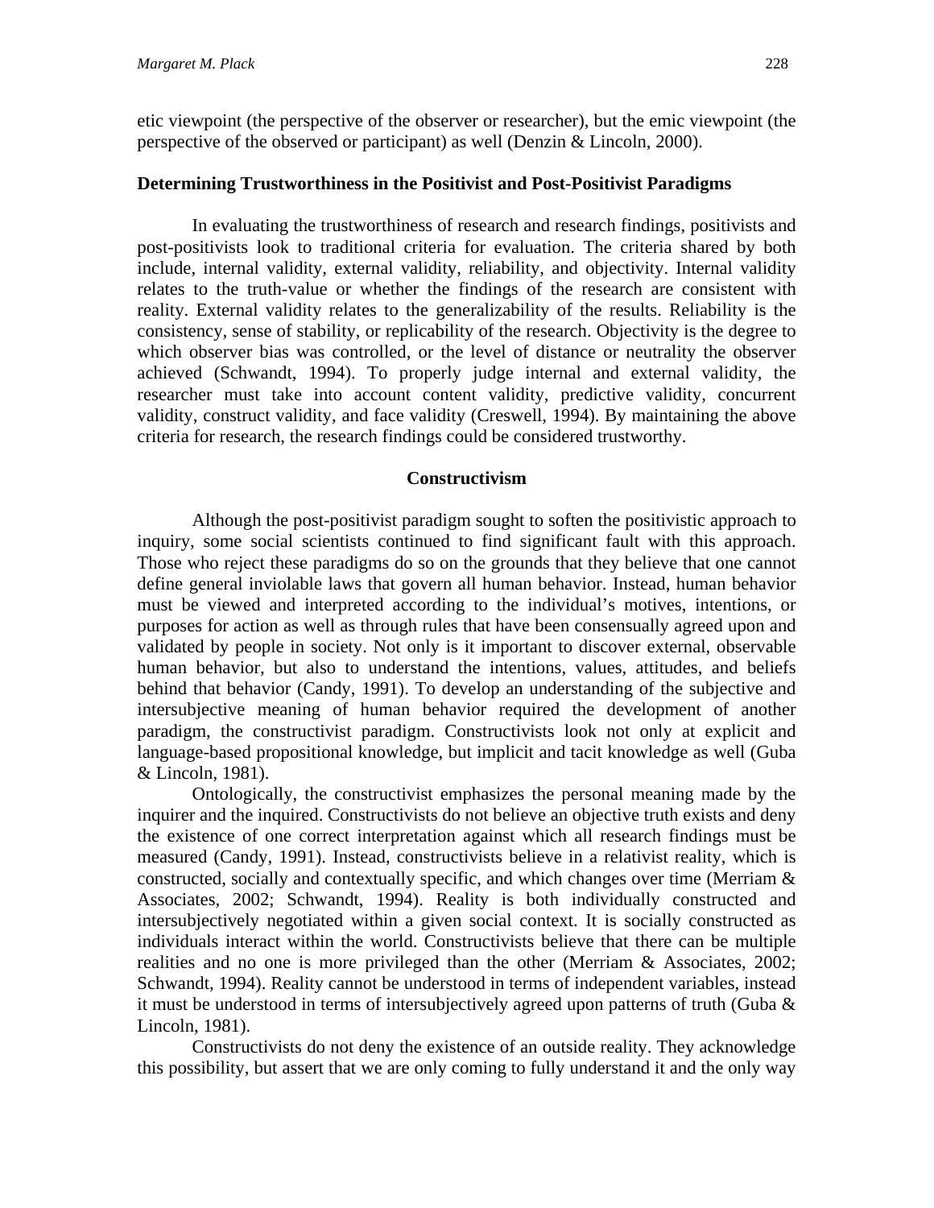etic viewpoint (the perspective of the observer or researcher), but the emic viewpoint (the perspective of the observed or participant) as well (Denzin & Lincoln, 2000).

**Determining Trustworthiness in the Positivist and Post-Positivist Paradigms**

In evaluating the trustworthiness of research and research findings, positivists and post-positivists look to traditional criteria for evaluation. The criteria shared by both include, internal validity, external validity, reliability, and objectivity. Internal validity relates to the truth-value or whether the findings of the research are consistent with reality. External validity relates to the generalizability of the results. Reliability is the consistency, sense of stability, or replicability of the research. Objectivity is the degree to which observer bias was controlled, or the level of distance or neutrality the observer achieved (Schwandt, 1994). To properly judge internal and external validity, the researcher must take into account content validity, predictive validity, concurrent validity, construct validity, and face validity (Creswell, 1994). By maintaining the above criteria for research, the research findings could be considered trustworthy.

## Constructivism

Although the post-positivist paradigm sought to soften the positivistic approach to inquiry, some social scientists continued to find significant fault with this approach. Those who reject these paradigms do so on the grounds that they believe that one cannot define general inviolable laws that govern all human behavior. Instead, human behavior must be viewed and interpreted according to the individual's motives, intentions, or purposes for action as well as through rules that have been consensually agreed upon and validated by people in society. Not only is it important to discover external, observable human behavior, but also to understand the intentions, values, attitudes, and beliefs behind that behavior (Candy, 1991). To develop an understanding of the subjective and intersubjective meaning of human behavior required the development of another paradigm, the constructivist paradigm. Constructivists look not only at explicit and language-based propositional knowledge, but implicit and tacit knowledge as well (Guba & Lincoln, 1981).

Ontologically, the constructivist emphasizes the personal meaning made by the inquirer and the inquired. Constructivists do not believe an objective truth exists and deny the existence of one correct interpretation against which all research findings must be measured (Candy, 1991). Instead, constructivists believe in a relativist reality, which is constructed, socially and contextually specific, and which changes over time (Merriam & Associates, 2002; Schwandt, 1994). Reality is both individually constructed and intersubjectively negotiated within a given social context. It is socially constructed as individuals interact within the world. Constructivists believe that there can be multiple realities and no one is more privileged than the other (Merriam & Associates, 2002; Schwandt, 1994). Reality cannot be understood in terms of independent variables, instead it must be understood in terms of intersubjectively agreed upon patterns of truth (Guba & Lincoln, 1981).

Constructivists do not deny the existence of an outside reality. They acknowledge this possibility, but assert that we are only coming to fully understand it and the only way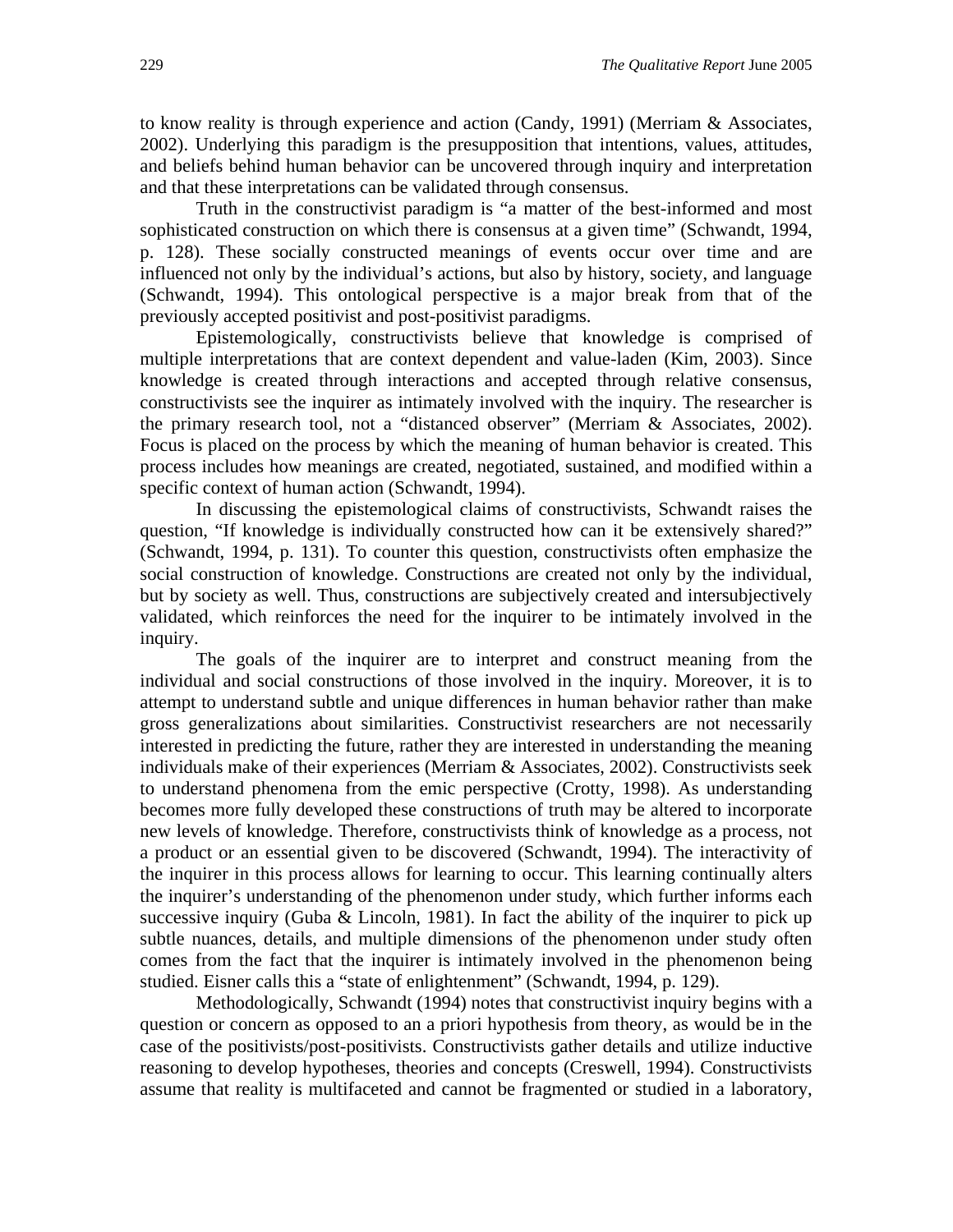to know reality is through experience and action (Candy, 1991) (Merriam & Associates, 2002). Underlying this paradigm is the presupposition that intentions, values, attitudes, and beliefs behind human behavior can be uncovered through inquiry and interpretation and that these interpretations can be validated through consensus.

Truth in the constructivist paradigm is "a matter of the best-informed and most sophisticated construction on which there is consensus at a given time" (Schwandt, 1994, p. 128). These socially constructed meanings of events occur over time and are influenced not only by the individual's actions, but also by history, society, and language (Schwandt, 1994). This ontological perspective is a major break from that of the previously accepted positivist and post-positivist paradigms.

Epistemologically, constructivists believe that knowledge is comprised of multiple interpretations that are context dependent and value-laden (Kim, 2003). Since knowledge is created through interactions and accepted through relative consensus, constructivists see the inquirer as intimately involved with the inquiry. The researcher is the primary research tool, not a "distanced observer" (Merriam & Associates, 2002). Focus is placed on the process by which the meaning of human behavior is created. This process includes how meanings are created, negotiated, sustained, and modified within a specific context of human action (Schwandt, 1994).

In discussing the epistemological claims of constructivists, Schwandt raises the question, "If knowledge is individually constructed how can it be extensively shared?" (Schwandt, 1994, p. 131). To counter this question, constructivists often emphasize the social construction of knowledge. Constructions are created not only by the individual, but by society as well. Thus, constructions are subjectively created and intersubjectively validated, which reinforces the need for the inquirer to be intimately involved in the inquiry.

The goals of the inquirer are to interpret and construct meaning from the individual and social constructions of those involved in the inquiry. Moreover, it is to attempt to understand subtle and unique differences in human behavior rather than make gross generalizations about similarities. Constructivist researchers are not necessarily interested in predicting the future, rather they are interested in understanding the meaning individuals make of their experiences (Merriam & Associates, 2002). Constructivists seek to understand phenomena from the emic perspective (Crotty, 1998). As understanding becomes more fully developed these constructions of truth may be altered to incorporate new levels of knowledge. Therefore, constructivists think of knowledge as a process, not a product or an essential given to be discovered (Schwandt, 1994). The interactivity of the inquirer in this process allows for learning to occur. This learning continually alters the inquirer's understanding of the phenomenon under study, which further informs each successive inquiry (Guba & Lincoln, 1981). In fact the ability of the inquirer to pick up subtle nuances, details, and multiple dimensions of the phenomenon under study often comes from the fact that the inquirer is intimately involved in the phenomenon being studied. Eisner calls this a "state of enlightenment" (Schwandt, 1994, p. 129).

Methodologically, Schwandt (1994) notes that constructivist inquiry begins with a question or concern as opposed to an a priori hypothesis from theory, as would be in the case of the positivists/post-positivists. Constructivists gather details and utilize inductive reasoning to develop hypotheses, theories and concepts (Creswell, 1994). Constructivists assume that reality is multifaceted and cannot be fragmented or studied in a laboratory,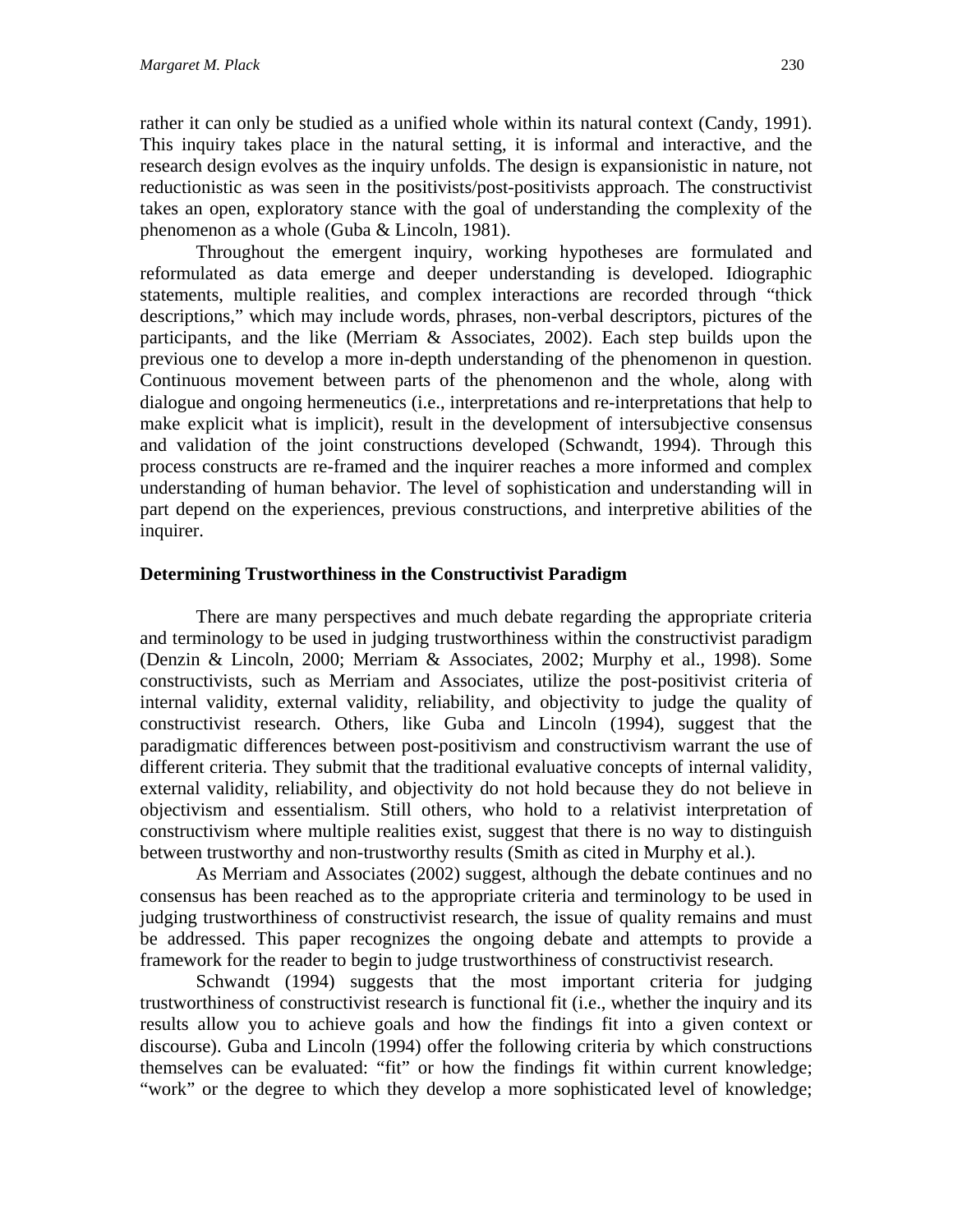rather it can only be studied as a unified whole within its natural context (Candy, 1991). This inquiry takes place in the natural setting, it is informal and interactive, and the research design evolves as the inquiry unfolds. The design is expansionistic in nature, not reductionistic as was seen in the positivists/post-positivists approach. The constructivist takes an open, exploratory stance with the goal of understanding the complexity of the phenomenon as a whole (Guba & Lincoln, 1981).

Throughout the emergent inquiry, working hypotheses are formulated and reformulated as data emerge and deeper understanding is developed. Idiographic statements, multiple realities, and complex interactions are recorded through "thick descriptions," which may include words, phrases, non-verbal descriptors, pictures of the participants, and the like (Merriam & Associates, 2002). Each step builds upon the previous one to develop a more in-depth understanding of the phenomenon in question. Continuous movement between parts of the phenomenon and the whole, along with dialogue and ongoing hermeneutics (i.e., interpretations and re-interpretations that help to make explicit what is implicit), result in the development of intersubjective consensus and validation of the joint constructions developed (Schwandt, 1994). Through this process constructs are re-framed and the inquirer reaches a more informed and complex understanding of human behavior. The level of sophistication and understanding will in part depend on the experiences, previous constructions, and interpretive abilities of the inquirer.

## Determining Trustworthiness in the Constructivist Paradigm

There are many perspectives and much debate regarding the appropriate criteria and terminology to be used in judging trustworthiness within the constructivist paradigm (Denzin & Lincoln, 2000; Merriam & Associates, 2002; Murphy et al., 1998). Some constructivists, such as Merriam and Associates, utilize the post-positivist criteria of internal validity, external validity, reliability, and objectivity to judge the quality of constructivist research. Others, like Guba and Lincoln (1994), suggest that the paradigmatic differences between post-positivism and constructivism warrant the use of different criteria. They submit that the traditional evaluative concepts of internal validity, external validity, reliability, and objectivity do not hold because they do not believe in objectivism and essentialism. Still others, who hold to a relativist interpretation of constructivism where multiple realities exist, suggest that there is no way to distinguish between trustworthy and non-trustworthy results (Smith as cited in Murphy et al.).

As Merriam and Associates (2002) suggest, although the debate continues and no consensus has been reached as to the appropriate criteria and terminology to be used in judging trustworthiness of constructivist research, the issue of quality remains and must be addressed. This paper recognizes the ongoing debate and attempts to provide a framework for the reader to begin to judge trustworthiness of constructivist research.

Schwandt (1994) suggests that the most important criteria for judging trustworthiness of constructivist research is functional fit (i.e., whether the inquiry and its results allow you to achieve goals and how the findings fit into a given context or discourse). Guba and Lincoln (1994) offer the following criteria by which constructions themselves can be evaluated: "fit" or how the findings fit within current knowledge; "work" or the degree to which they develop a more sophisticated level of knowledge;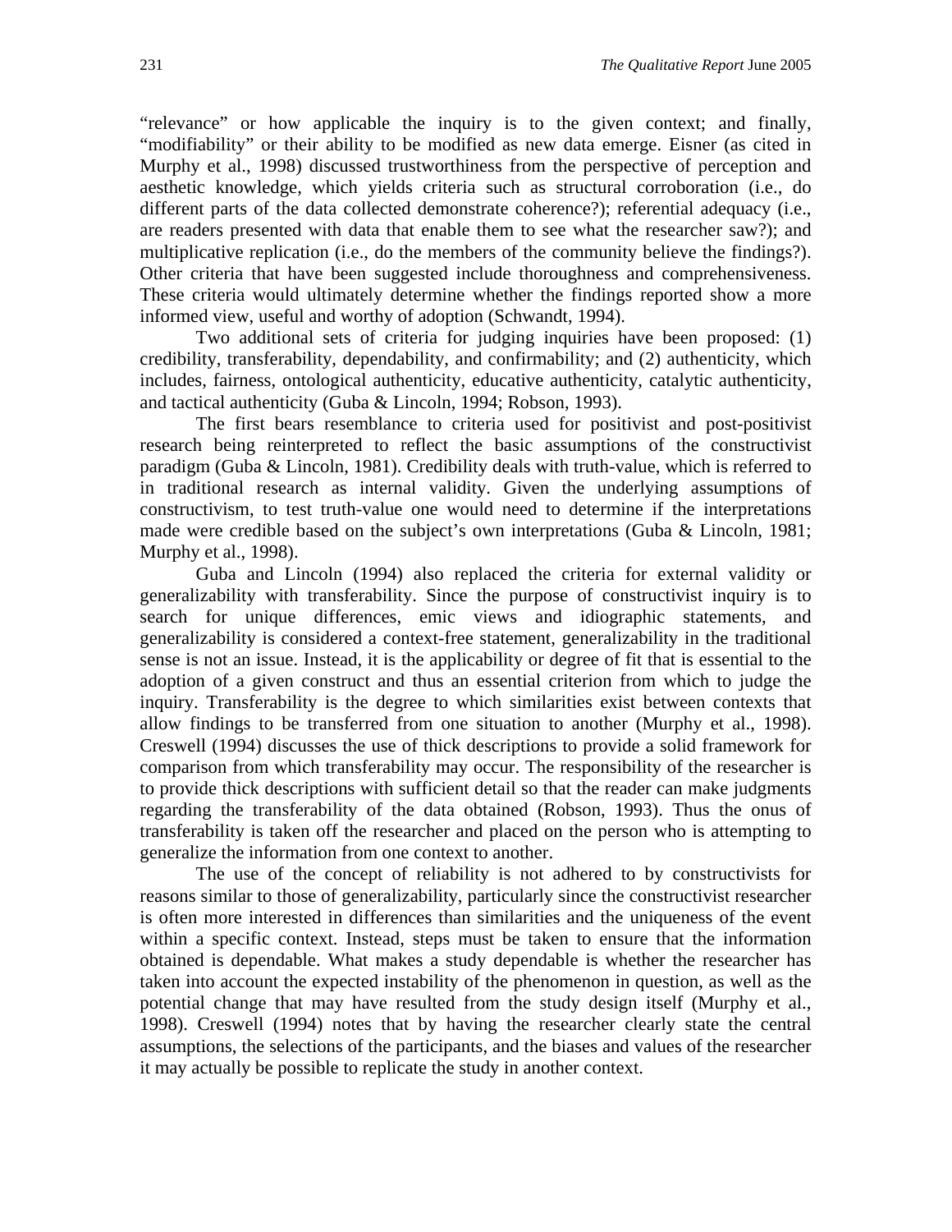"relevance" or how applicable the inquiry is to the given context; and finally, "modifiability" or their ability to be modified as new data emerge. Eisner (as cited in Murphy et al., 1998) discussed trustworthiness from the perspective of perception and aesthetic knowledge, which yields criteria such as structural corroboration (i.e., do different parts of the data collected demonstrate coherence?); referential adequacy (i.e., are readers presented with data that enable them to see what the researcher saw?); and multiplicative replication (i.e., do the members of the community believe the findings?). Other criteria that have been suggested include thoroughness and comprehensiveness. These criteria would ultimately determine whether the findings reported show a more informed view, useful and worthy of adoption (Schwandt, 1994).

Two additional sets of criteria for judging inquiries have been proposed: (1) credibility, transferability, dependability, and confirmability; and (2) authenticity, which includes, fairness, ontological authenticity, educative authenticity, catalytic authenticity, and tactical authenticity (Guba & Lincoln, 1994; Robson, 1993).

The first bears resemblance to criteria used for positivist and post-positivist research being reinterpreted to reflect the basic assumptions of the constructivist paradigm (Guba & Lincoln, 1981). Credibility deals with truth-value, which is referred to in traditional research as internal validity. Given the underlying assumptions of constructivism, to test truth-value one would need to determine if the interpretations made were credible based on the subject's own interpretations (Guba & Lincoln, 1981; Murphy et al., 1998).

Guba and Lincoln (1994) also replaced the criteria for external validity or generalizability with transferability. Since the purpose of constructivist inquiry is to search for unique differences, emic views and idiographic statements, and generalizability is considered a context-free statement, generalizability in the traditional sense is not an issue. Instead, it is the applicability or degree of fit that is essential to the adoption of a given construct and thus an essential criterion from which to judge the inquiry. Transferability is the degree to which similarities exist between contexts that allow findings to be transferred from one situation to another (Murphy et al., 1998). Creswell (1994) discusses the use of thick descriptions to provide a solid framework for comparison from which transferability may occur. The responsibility of the researcher is to provide thick descriptions with sufficient detail so that the reader can make judgments regarding the transferability of the data obtained (Robson, 1993). Thus the onus of transferability is taken off the researcher and placed on the person who is attempting to generalize the information from one context to another.

The use of the concept of reliability is not adhered to by constructivists for reasons similar to those of generalizability, particularly since the constructivist researcher is often more interested in differences than similarities and the uniqueness of the event within a specific context. Instead, steps must be taken to ensure that the information obtained is dependable. What makes a study dependable is whether the researcher has taken into account the expected instability of the phenomenon in question, as well as the potential change that may have resulted from the study design itself (Murphy et al., 1998). Creswell (1994) notes that by having the researcher clearly state the central assumptions, the selections of the participants, and the biases and values of the researcher it may actually be possible to replicate the study in another context.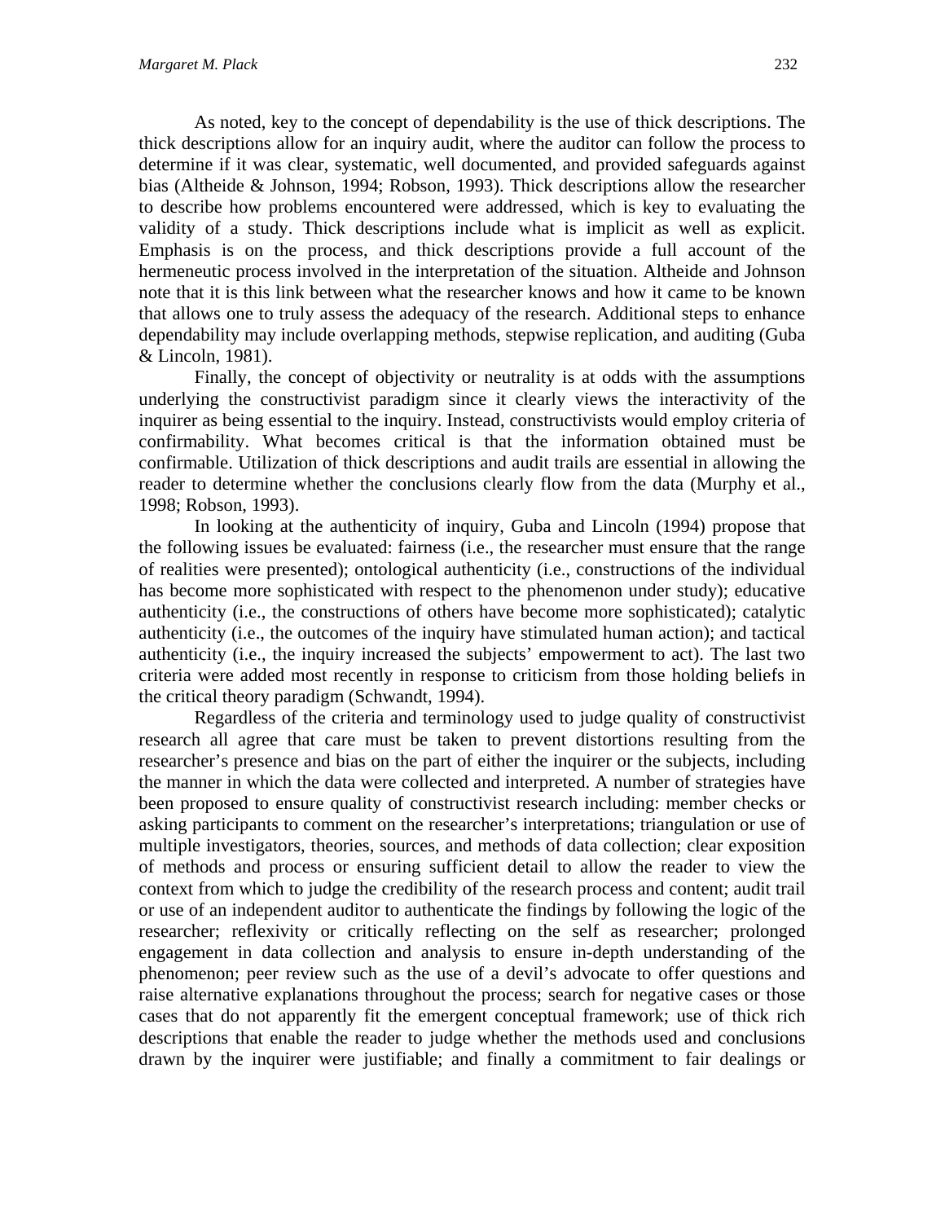As noted, key to the concept of dependability is the use of thick descriptions. The thick descriptions allow for an inquiry audit, where the auditor can follow the process to determine if it was clear, systematic, well documented, and provided safeguards against bias (Altheide & Johnson, 1994; Robson, 1993). Thick descriptions allow the researcher to describe how problems encountered were addressed, which is key to evaluating the validity of a study. Thick descriptions include what is implicit as well as explicit. Emphasis is on the process, and thick descriptions provide a full account of the hermeneutic process involved in the interpretation of the situation. Altheide and Johnson note that it is this link between what the researcher knows and how it came to be known that allows one to truly assess the adequacy of the research. Additional steps to enhance dependability may include overlapping methods, stepwise replication, and auditing (Guba & Lincoln, 1981).

Finally, the concept of objectivity or neutrality is at odds with the assumptions underlying the constructivist paradigm since it clearly views the interactivity of the inquirer as being essential to the inquiry. Instead, constructivists would employ criteria of confirmability. What becomes critical is that the information obtained must be confirmable. Utilization of thick descriptions and audit trails are essential in allowing the reader to determine whether the conclusions clearly flow from the data (Murphy et al., 1998; Robson, 1993).

In looking at the authenticity of inquiry, Guba and Lincoln (1994) propose that the following issues be evaluated: fairness (i.e., the researcher must ensure that the range of realities were presented); ontological authenticity (i.e., constructions of the individual has become more sophisticated with respect to the phenomenon under study); educative authenticity (i.e., the constructions of others have become more sophisticated); catalytic authenticity (i.e., the outcomes of the inquiry have stimulated human action); and tactical authenticity (i.e., the inquiry increased the subjects' empowerment to act). The last two criteria were added most recently in response to criticism from those holding beliefs in the critical theory paradigm (Schwandt, 1994).

Regardless of the criteria and terminology used to judge quality of constructivist research all agree that care must be taken to prevent distortions resulting from the researcher's presence and bias on the part of either the inquirer or the subjects, including the manner in which the data were collected and interpreted. A number of strategies have been proposed to ensure quality of constructivist research including: member checks or asking participants to comment on the researcher's interpretations; triangulation or use of multiple investigators, theories, sources, and methods of data collection; clear exposition of methods and process or ensuring sufficient detail to allow the reader to view the context from which to judge the credibility of the research process and content; audit trail or use of an independent auditor to authenticate the findings by following the logic of the researcher; reflexivity or critically reflecting on the self as researcher; prolonged engagement in data collection and analysis to ensure in-depth understanding of the phenomenon; peer review such as the use of a devil's advocate to offer questions and raise alternative explanations throughout the process; search for negative cases or those cases that do not apparently fit the emergent conceptual framework; use of thick rich descriptions that enable the reader to judge whether the methods used and conclusions drawn by the inquirer were justifiable; and finally a commitment to fair dealings or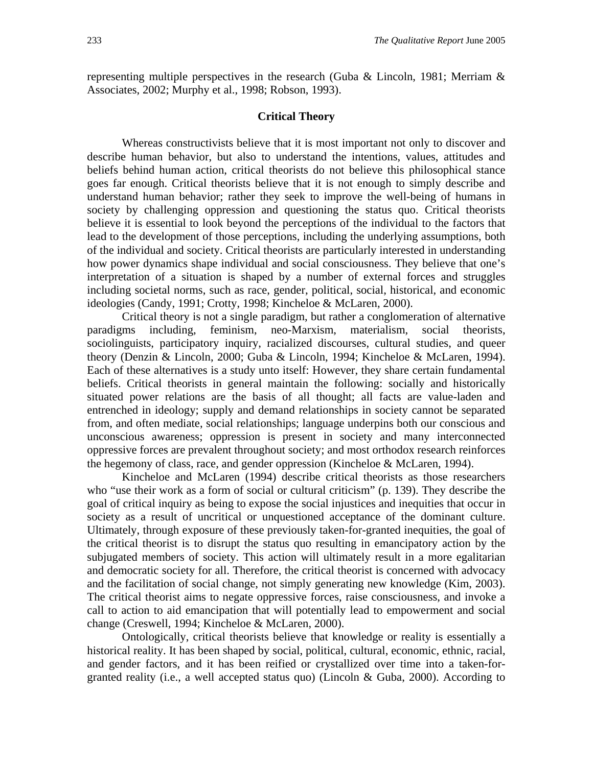representing multiple perspectives in the research (Guba & Lincoln, 1981; Merriam & Associates, 2002; Murphy et al., 1998; Robson, 1993).

## Critical Theory

Whereas constructivists believe that it is most important not only to discover and describe human behavior, but also to understand the intentions, values, attitudes and beliefs behind human action, critical theorists do not believe this philosophical stance goes far enough. Critical theorists believe that it is not enough to simply describe and understand human behavior; rather they seek to improve the well-being of humans in society by challenging oppression and questioning the status quo. Critical theorists believe it is essential to look beyond the perceptions of the individual to the factors that lead to the development of those perceptions, including the underlying assumptions, both of the individual and society. Critical theorists are particularly interested in understanding how power dynamics shape individual and social consciousness. They believe that one's interpretation of a situation is shaped by a number of external forces and struggles including societal norms, such as race, gender, political, social, historical, and economic ideologies (Candy, 1991; Crotty, 1998; Kincheloe & McLaren, 2000).

Critical theory is not a single paradigm, but rather a conglomeration of alternative paradigms including, feminism, neo-Marxism, materialism, social theorists, sociolinguists, participatory inquiry, racialized discourses, cultural studies, and queer theory (Denzin & Lincoln, 2000; Guba & Lincoln, 1994; Kincheloe & McLaren, 1994). Each of these alternatives is a study unto itself: However, they share certain fundamental beliefs. Critical theorists in general maintain the following: socially and historically situated power relations are the basis of all thought; all facts are value-laden and entrenched in ideology; supply and demand relationships in society cannot be separated from, and often mediate, social relationships; language underpins both our conscious and unconscious awareness; oppression is present in society and many interconnected oppressive forces are prevalent throughout society; and most orthodox research reinforces the hegemony of class, race, and gender oppression (Kincheloe & McLaren, 1994).

Kincheloe and McLaren (1994) describe critical theorists as those researchers who "use their work as a form of social or cultural criticism" (p. 139). They describe the goal of critical inquiry as being to expose the social injustices and inequities that occur in society as a result of uncritical or unquestioned acceptance of the dominant culture. Ultimately, through exposure of these previously taken-for-granted inequities, the goal of the critical theorist is to disrupt the status quo resulting in emancipatory action by the subjugated members of society. This action will ultimately result in a more egalitarian and democratic society for all. Therefore, the critical theorist is concerned with advocacy and the facilitation of social change, not simply generating new knowledge (Kim, 2003). The critical theorist aims to negate oppressive forces, raise consciousness, and invoke a call to action to aid emancipation that will potentially lead to empowerment and social change (Creswell, 1994; Kincheloe & McLaren, 2000).

Ontologically, critical theorists believe that knowledge or reality is essentially a historical reality. It has been shaped by social, political, cultural, economic, ethnic, racial, and gender factors, and it has been reified or crystallized over time into a taken-for-granted reality (i.e., a well accepted status quo) (Lincoln & Guba, 2000). According to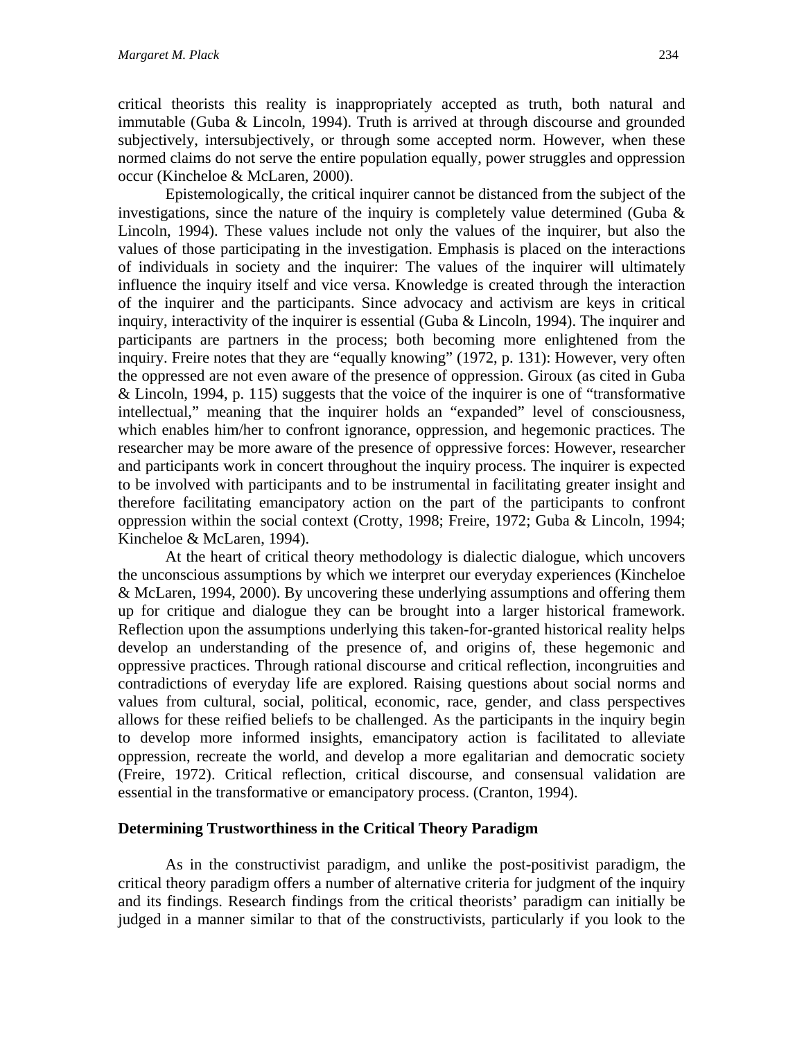critical theorists this reality is inappropriately accepted as truth, both natural and immutable (Guba & Lincoln, 1994). Truth is arrived at through discourse and grounded subjectively, intersubjectively, or through some accepted norm. However, when these normed claims do not serve the entire population equally, power struggles and oppression occur (Kincheloe & McLaren, 2000).

Epistemologically, the critical inquirer cannot be distanced from the subject of the investigations, since the nature of the inquiry is completely value determined (Guba & Lincoln, 1994). These values include not only the values of the inquirer, but also the values of those participating in the investigation. Emphasis is placed on the interactions of individuals in society and the inquirer: The values of the inquirer will ultimately influence the inquiry itself and vice versa. Knowledge is created through the interaction of the inquirer and the participants. Since advocacy and activism are keys in critical inquiry, interactivity of the inquirer is essential (Guba & Lincoln, 1994). The inquirer and participants are partners in the process; both becoming more enlightened from the inquiry. Freire notes that they are "equally knowing" (1972, p. 131): However, very often the oppressed are not even aware of the presence of oppression. Giroux (as cited in Guba & Lincoln, 1994, p. 115) suggests that the voice of the inquirer is one of "transformative intellectual," meaning that the inquirer holds an "expanded" level of consciousness, which enables him/her to confront ignorance, oppression, and hegemonic practices. The researcher may be more aware of the presence of oppressive forces: However, researcher and participants work in concert throughout the inquiry process. The inquirer is expected to be involved with participants and to be instrumental in facilitating greater insight and therefore facilitating emancipatory action on the part of the participants to confront oppression within the social context (Crotty, 1998; Freire, 1972; Guba & Lincoln, 1994; Kincheloe & McLaren, 1994).

At the heart of critical theory methodology is dialectic dialogue, which uncovers the unconscious assumptions by which we interpret our everyday experiences (Kincheloe & McLaren, 1994, 2000). By uncovering these underlying assumptions and offering them up for critique and dialogue they can be brought into a larger historical framework. Reflection upon the assumptions underlying this taken-for-granted historical reality helps develop an understanding of the presence of, and origins of, these hegemonic and oppressive practices. Through rational discourse and critical reflection, incongruities and contradictions of everyday life are explored. Raising questions about social norms and values from cultural, social, political, economic, race, gender, and class perspectives allows for these reified beliefs to be challenged. As the participants in the inquiry begin to develop more informed insights, emancipatory action is facilitated to alleviate oppression, recreate the world, and develop a more egalitarian and democratic society (Freire, 1972). Critical reflection, critical discourse, and consensual validation are essential in the transformative or emancipatory process. (Cranton, 1994).

### Determining Trustworthiness in the Critical Theory Paradigm

As in the constructivist paradigm, and unlike the post-positivist paradigm, the critical theory paradigm offers a number of alternative criteria for judgment of the inquiry and its findings. Research findings from the critical theorists' paradigm can initially be judged in a manner similar to that of the constructivists, particularly if you look to the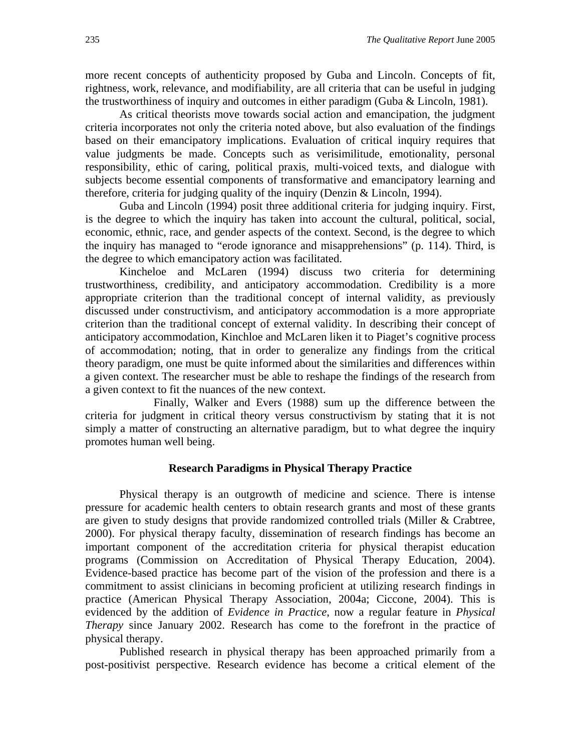more recent concepts of authenticity proposed by Guba and Lincoln. Concepts of fit, rightness, work, relevance, and modifiability, are all criteria that can be useful in judging the trustworthiness of inquiry and outcomes in either paradigm (Guba & Lincoln, 1981).

As critical theorists move towards social action and emancipation, the judgment criteria incorporates not only the criteria noted above, but also evaluation of the findings based on their emancipatory implications. Evaluation of critical inquiry requires that value judgments be made. Concepts such as verisimilitude, emotionality, personal responsibility, ethic of caring, political praxis, multi-voiced texts, and dialogue with subjects become essential components of transformative and emancipatory learning and therefore, criteria for judging quality of the inquiry (Denzin & Lincoln, 1994).

Guba and Lincoln (1994) posit three additional criteria for judging inquiry. First, is the degree to which the inquiry has taken into account the cultural, political, social, economic, ethnic, race, and gender aspects of the context. Second, is the degree to which the inquiry has managed to "erode ignorance and misapprehensions" (p. 114). Third, is the degree to which emancipatory action was facilitated.

Kincheloe and McLaren (1994) discuss two criteria for determining trustworthiness, credibility, and anticipatory accommodation. Credibility is a more appropriate criterion than the traditional concept of internal validity, as previously discussed under constructivism, and anticipatory accommodation is a more appropriate criterion than the traditional concept of external validity. In describing their concept of anticipatory accommodation, Kinchloe and McLaren liken it to Piaget's cognitive process of accommodation; noting, that in order to generalize any findings from the critical theory paradigm, one must be quite informed about the similarities and differences within a given context. The researcher must be able to reshape the findings of the research from a given context to fit the nuances of the new context.

Finally, Walker and Evers (1988) sum up the difference between the criteria for judgment in critical theory versus constructivism by stating that it is not simply a matter of constructing an alternative paradigm, but to what degree the inquiry promotes human well being.

## Research Paradigms in Physical Therapy Practice

Physical therapy is an outgrowth of medicine and science. There is intense pressure for academic health centers to obtain research grants and most of these grants are given to study designs that provide randomized controlled trials (Miller & Crabtree, 2000). For physical therapy faculty, dissemination of research findings has become an important component of the accreditation criteria for physical therapist education programs (Commission on Accreditation of Physical Therapy Education, 2004). Evidence-based practice has become part of the vision of the profession and there is a commitment to assist clinicians in becoming proficient at utilizing research findings in practice (American Physical Therapy Association, 2004a; Ciccone, 2004). This is evidenced by the addition of *Evidence in Practice*, now a regular feature in *Physical Therapy* since January 2002. Research has come to the forefront in the practice of physical therapy.

Published research in physical therapy has been approached primarily from a post-positivist perspective. Research evidence has become a critical element of the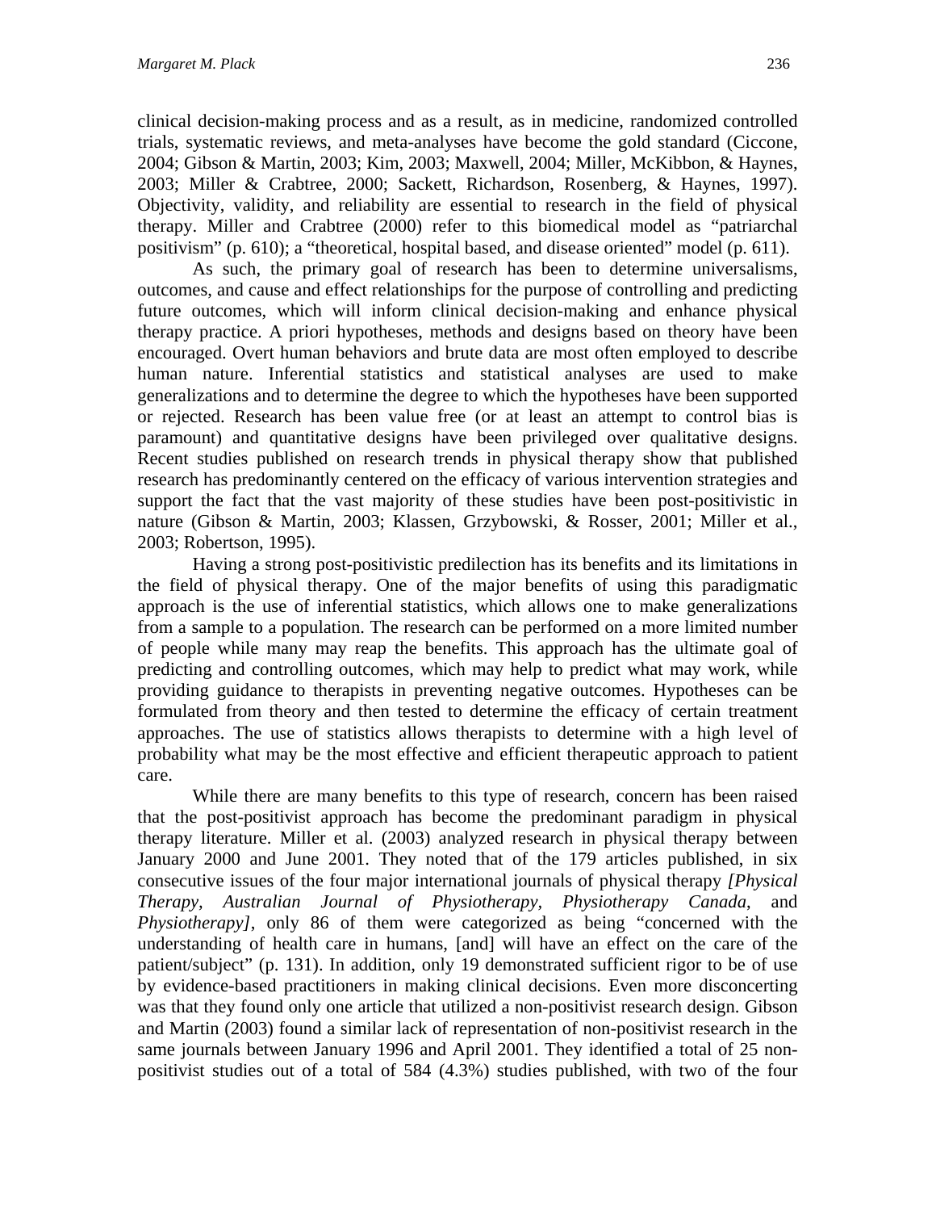clinical decision-making process and as a result, as in medicine, randomized controlled trials, systematic reviews, and meta-analyses have become the gold standard (Ciccone, 2004; Gibson & Martin, 2003; Kim, 2003; Maxwell, 2004; Miller, McKibbon, & Haynes, 2003; Miller & Crabtree, 2000; Sackett, Richardson, Rosenberg, & Haynes, 1997). Objectivity, validity, and reliability are essential to research in the field of physical therapy. Miller and Crabtree (2000) refer to this biomedical model as "patriarchal positivism" (p. 610); a "theoretical, hospital based, and disease oriented" model (p. 611).

As such, the primary goal of research has been to determine universalisms, outcomes, and cause and effect relationships for the purpose of controlling and predicting future outcomes, which will inform clinical decision-making and enhance physical therapy practice. A priori hypotheses, methods and designs based on theory have been encouraged. Overt human behaviors and brute data are most often employed to describe human nature. Inferential statistics and statistical analyses are used to make generalizations and to determine the degree to which the hypotheses have been supported or rejected. Research has been value free (or at least an attempt to control bias is paramount) and quantitative designs have been privileged over qualitative designs. Recent studies published on research trends in physical therapy show that published research has predominantly centered on the efficacy of various intervention strategies and support the fact that the vast majority of these studies have been post-positivistic in nature (Gibson & Martin, 2003; Klassen, Grzybowski, & Rosser, 2001; Miller et al., 2003; Robertson, 1995).

Having a strong post-positivistic predilection has its benefits and its limitations in the field of physical therapy. One of the major benefits of using this paradigmatic approach is the use of inferential statistics, which allows one to make generalizations from a sample to a population. The research can be performed on a more limited number of people while many may reap the benefits. This approach has the ultimate goal of predicting and controlling outcomes, which may help to predict what may work, while providing guidance to therapists in preventing negative outcomes. Hypotheses can be formulated from theory and then tested to determine the efficacy of certain treatment approaches. The use of statistics allows therapists to determine with a high level of probability what may be the most effective and efficient therapeutic approach to patient care.

While there are many benefits to this type of research, concern has been raised that the post-positivist approach has become the predominant paradigm in physical therapy literature. Miller et al. (2003) analyzed research in physical therapy between January 2000 and June 2001. They noted that of the 179 articles published, in six consecutive issues of the four major international journals of physical therapy *[Physical Therapy, Australian Journal of Physiotherapy, Physiotherapy Canada*, and *Physiotherapy]*, only 86 of them were categorized as being "concerned with the understanding of health care in humans, [and] will have an effect on the care of the patient/subject" (p. 131). In addition, only 19 demonstrated sufficient rigor to be of use by evidence-based practitioners in making clinical decisions. Even more disconcerting was that they found only one article that utilized a non-positivist research design. Gibson and Martin (2003) found a similar lack of representation of non-positivist research in the same journals between January 1996 and April 2001. They identified a total of 25 non-positivist studies out of a total of 584 (4.3%) studies published, with two of the four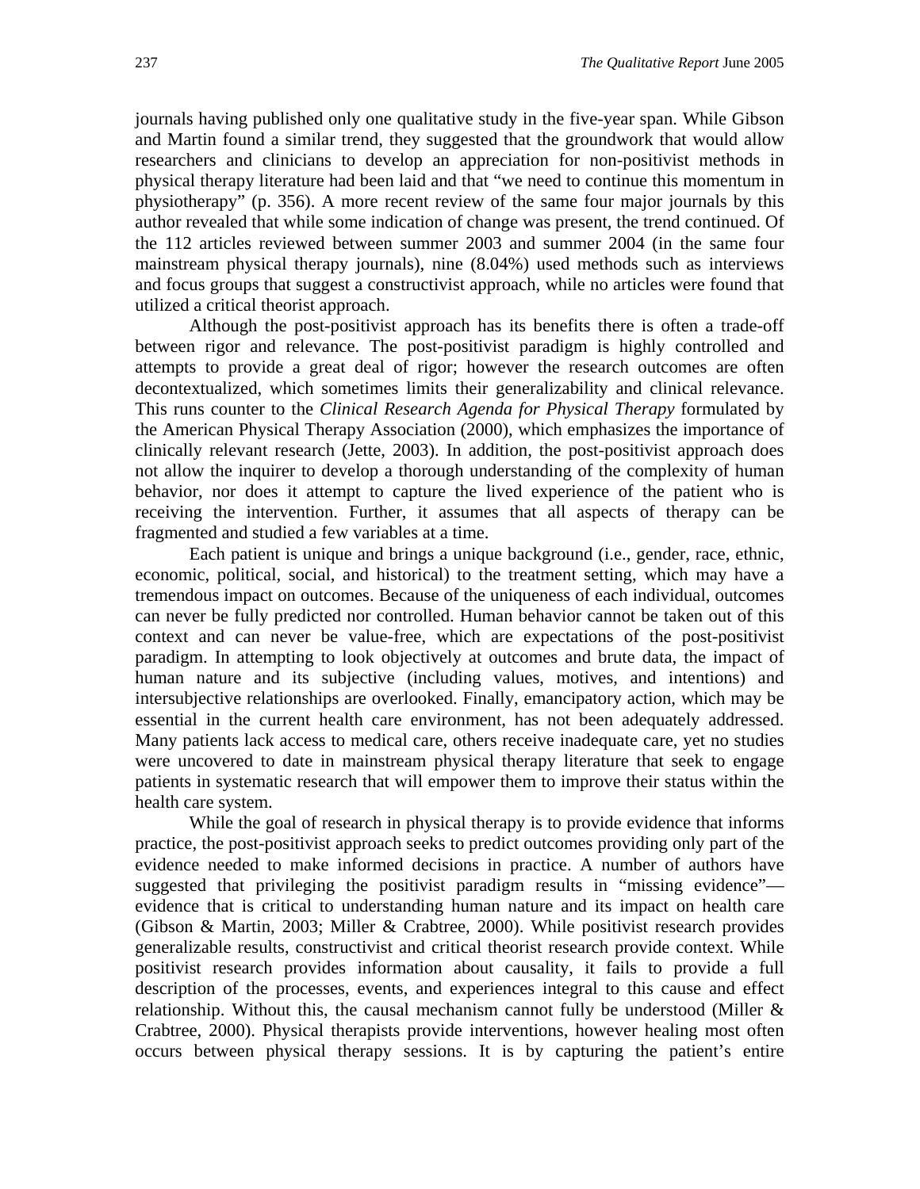journals having published only one qualitative study in the five-year span. While Gibson and Martin found a similar trend, they suggested that the groundwork that would allow researchers and clinicians to develop an appreciation for non-positivist methods in physical therapy literature had been laid and that "we need to continue this momentum in physiotherapy" (p. 356). A more recent review of the same four major journals by this author revealed that while some indication of change was present, the trend continued. Of the 112 articles reviewed between summer 2003 and summer 2004 (in the same four mainstream physical therapy journals), nine (8.04%) used methods such as interviews and focus groups that suggest a constructivist approach, while no articles were found that utilized a critical theorist approach.

Although the post-positivist approach has its benefits there is often a trade-off between rigor and relevance. The post-positivist paradigm is highly controlled and attempts to provide a great deal of rigor; however the research outcomes are often decontextualized, which sometimes limits their generalizability and clinical relevance. This runs counter to the *Clinical Research Agenda for Physical Therapy* formulated by the American Physical Therapy Association (2000), which emphasizes the importance of clinically relevant research (Jette, 2003). In addition, the post-positivist approach does not allow the inquirer to develop a thorough understanding of the complexity of human behavior, nor does it attempt to capture the lived experience of the patient who is receiving the intervention. Further, it assumes that all aspects of therapy can be fragmented and studied a few variables at a time.

Each patient is unique and brings a unique background (i.e., gender, race, ethnic, economic, political, social, and historical) to the treatment setting, which may have a tremendous impact on outcomes. Because of the uniqueness of each individual, outcomes can never be fully predicted nor controlled. Human behavior cannot be taken out of this context and can never be value-free, which are expectations of the post-positivist paradigm. In attempting to look objectively at outcomes and brute data, the impact of human nature and its subjective (including values, motives, and intentions) and intersubjective relationships are overlooked. Finally, emancipatory action, which may be essential in the current health care environment, has not been adequately addressed. Many patients lack access to medical care, others receive inadequate care, yet no studies were uncovered to date in mainstream physical therapy literature that seek to engage patients in systematic research that will empower them to improve their status within the health care system.

While the goal of research in physical therapy is to provide evidence that informs practice, the post-positivist approach seeks to predict outcomes providing only part of the evidence needed to make informed decisions in practice. A number of authors have suggested that privileging the positivist paradigm results in "missing evidence"—evidence that is critical to understanding human nature and its impact on health care (Gibson & Martin, 2003; Miller & Crabtree, 2000). While positivist research provides generalizable results, constructivist and critical theorist research provide context. While positivist research provides information about causality, it fails to provide a full description of the processes, events, and experiences integral to this cause and effect relationship. Without this, the causal mechanism cannot fully be understood (Miller & Crabtree, 2000). Physical therapists provide interventions, however healing most often occurs between physical therapy sessions. It is by capturing the patient's entire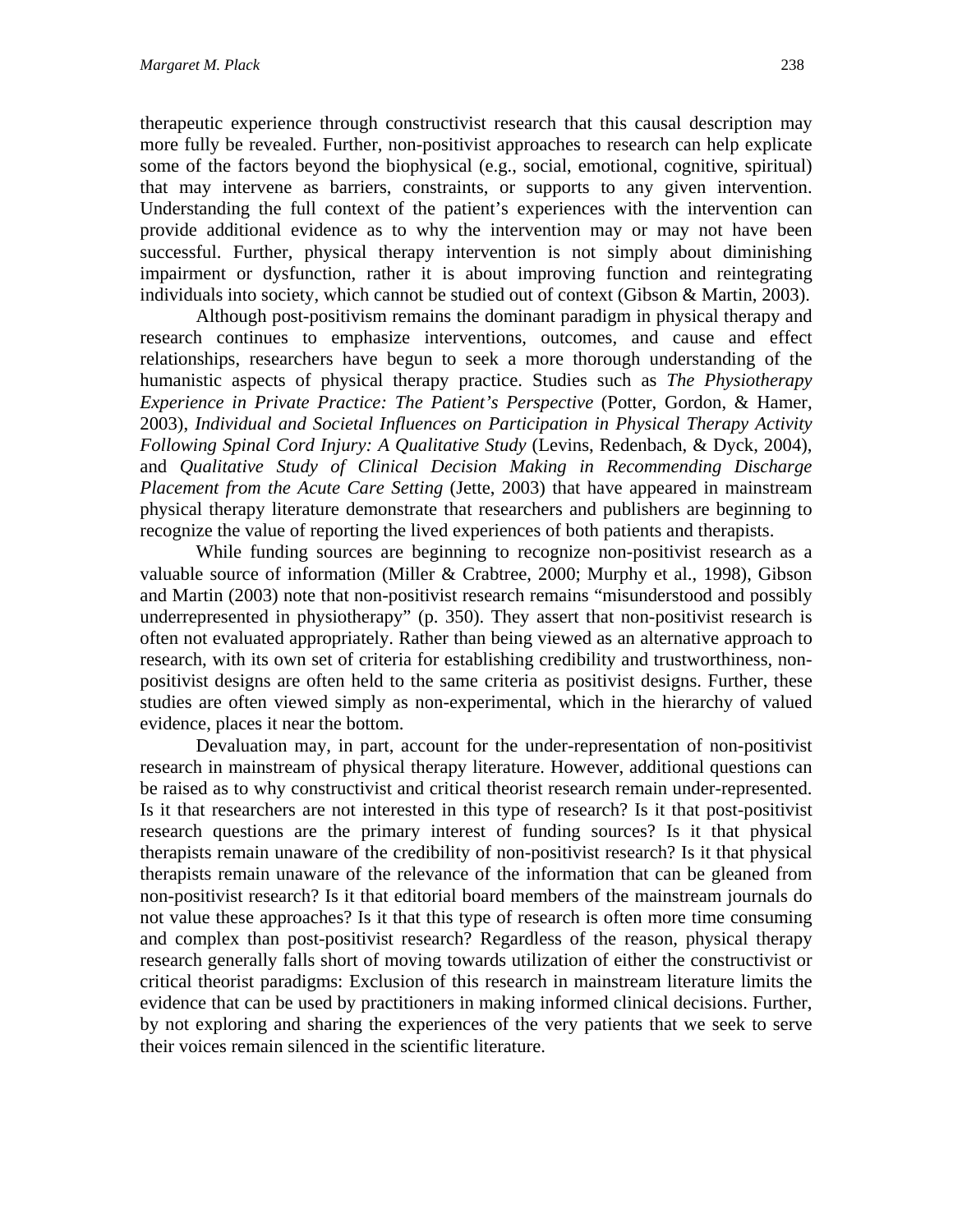therapeutic experience through constructivist research that this causal description may more fully be revealed. Further, non-positivist approaches to research can help explicate some of the factors beyond the biophysical (e.g., social, emotional, cognitive, spiritual) that may intervene as barriers, constraints, or supports to any given intervention. Understanding the full context of the patient's experiences with the intervention can provide additional evidence as to why the intervention may or may not have been successful. Further, physical therapy intervention is not simply about diminishing impairment or dysfunction, rather it is about improving function and reintegrating individuals into society, which cannot be studied out of context (Gibson & Martin, 2003).

Although post-positivism remains the dominant paradigm in physical therapy and research continues to emphasize interventions, outcomes, and cause and effect relationships, researchers have begun to seek a more thorough understanding of the humanistic aspects of physical therapy practice. Studies such as *The Physiotherapy Experience in Private Practice: The Patient's Perspective* (Potter, Gordon, & Hamer, 2003), *Individual and Societal Influences on Participation in Physical Therapy Activity Following Spinal Cord Injury: A Qualitative Study* (Levins, Redenbach, & Dyck, 2004), and *Qualitative Study of Clinical Decision Making in Recommending Discharge Placement from the Acute Care Setting* (Jette, 2003) that have appeared in mainstream physical therapy literature demonstrate that researchers and publishers are beginning to recognize the value of reporting the lived experiences of both patients and therapists.

While funding sources are beginning to recognize non-positivist research as a valuable source of information (Miller & Crabtree, 2000; Murphy et al., 1998), Gibson and Martin (2003) note that non-positivist research remains "misunderstood and possibly underrepresented in physiotherapy" (p. 350). They assert that non-positivist research is often not evaluated appropriately. Rather than being viewed as an alternative approach to research, with its own set of criteria for establishing credibility and trustworthiness, non-positivist designs are often held to the same criteria as positivist designs. Further, these studies are often viewed simply as non-experimental, which in the hierarchy of valued evidence, places it near the bottom.

Devaluation may, in part, account for the under-representation of non-positivist research in mainstream of physical therapy literature. However, additional questions can be raised as to why constructivist and critical theorist research remain under-represented. Is it that researchers are not interested in this type of research? Is it that post-positivist research questions are the primary interest of funding sources? Is it that physical therapists remain unaware of the credibility of non-positivist research? Is it that physical therapists remain unaware of the relevance of the information that can be gleaned from non-positivist research? Is it that editorial board members of the mainstream journals do not value these approaches? Is it that this type of research is often more time consuming and complex than post-positivist research? Regardless of the reason, physical therapy research generally falls short of moving towards utilization of either the constructivist or critical theorist paradigms: Exclusion of this research in mainstream literature limits the evidence that can be used by practitioners in making informed clinical decisions. Further, by not exploring and sharing the experiences of the very patients that we seek to serve their voices remain silenced in the scientific literature.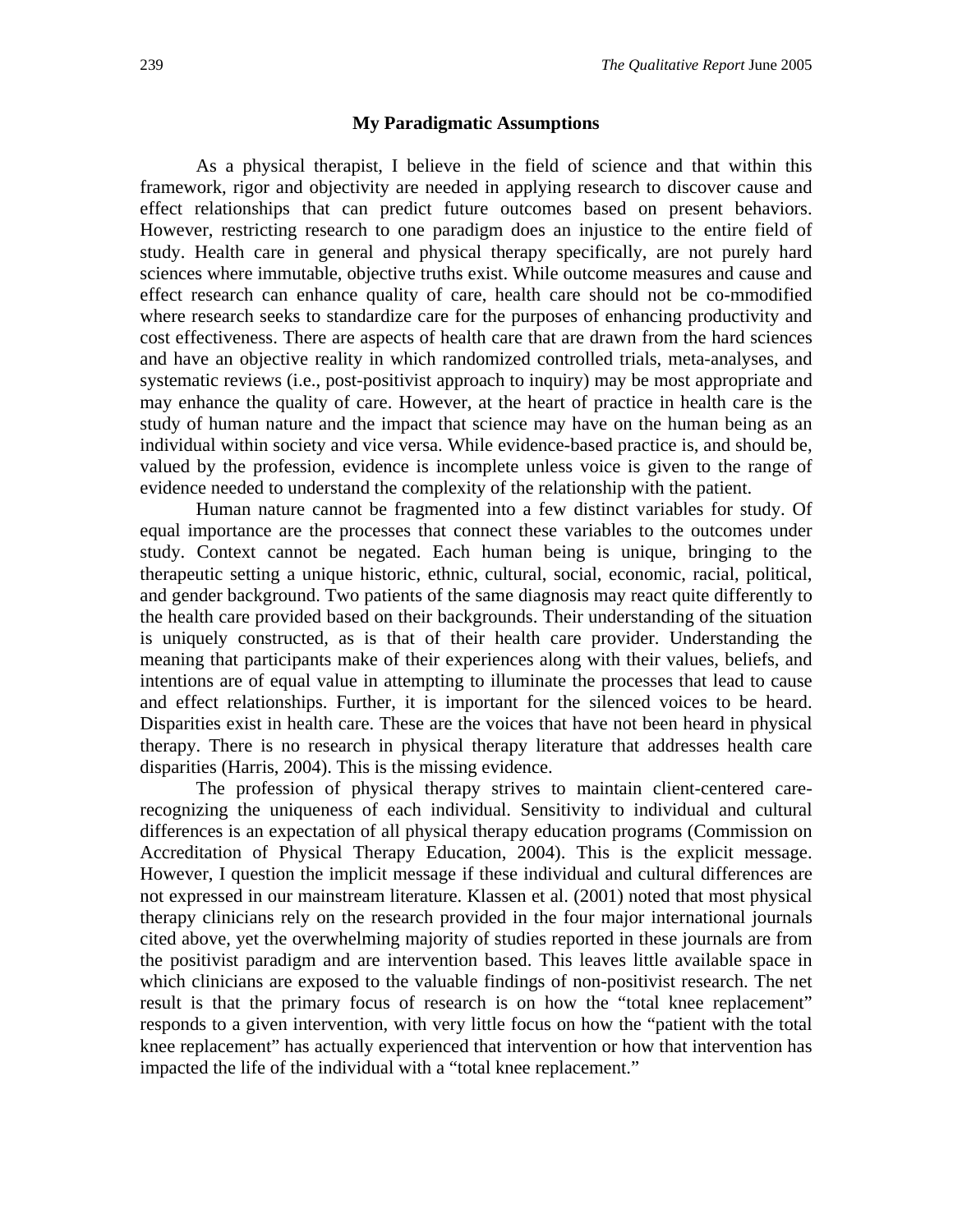## My Paradigmatic Assumptions

As a physical therapist, I believe in the field of science and that within this framework, rigor and objectivity are needed in applying research to discover cause and effect relationships that can predict future outcomes based on present behaviors. However, restricting research to one paradigm does an injustice to the entire field of study. Health care in general and physical therapy specifically, are not purely hard sciences where immutable, objective truths exist. While outcome measures and cause and effect research can enhance quality of care, health care should not be co-mmodified where research seeks to standardize care for the purposes of enhancing productivity and cost effectiveness. There are aspects of health care that are drawn from the hard sciences and have an objective reality in which randomized controlled trials, meta-analyses, and systematic reviews (i.e., post-positivist approach to inquiry) may be most appropriate and may enhance the quality of care. However, at the heart of practice in health care is the study of human nature and the impact that science may have on the human being as an individual within society and vice versa. While evidence-based practice is, and should be, valued by the profession, evidence is incomplete unless voice is given to the range of evidence needed to understand the complexity of the relationship with the patient.

Human nature cannot be fragmented into a few distinct variables for study. Of equal importance are the processes that connect these variables to the outcomes under study. Context cannot be negated. Each human being is unique, bringing to the therapeutic setting a unique historic, ethnic, cultural, social, economic, racial, political, and gender background. Two patients of the same diagnosis may react quite differently to the health care provided based on their backgrounds. Their understanding of the situation is uniquely constructed, as is that of their health care provider. Understanding the meaning that participants make of their experiences along with their values, beliefs, and intentions are of equal value in attempting to illuminate the processes that lead to cause and effect relationships. Further, it is important for the silenced voices to be heard. Disparities exist in health care. These are the voices that have not been heard in physical therapy. There is no research in physical therapy literature that addresses health care disparities (Harris, 2004). This is the missing evidence.

The profession of physical therapy strives to maintain client-centered care-recognizing the uniqueness of each individual. Sensitivity to individual and cultural differences is an expectation of all physical therapy education programs (Commission on Accreditation of Physical Therapy Education, 2004). This is the explicit message. However, I question the implicit message if these individual and cultural differences are not expressed in our mainstream literature. Klassen et al. (2001) noted that most physical therapy clinicians rely on the research provided in the four major international journals cited above, yet the overwhelming majority of studies reported in these journals are from the positivist paradigm and are intervention based. This leaves little available space in which clinicians are exposed to the valuable findings of non-positivist research. The net result is that the primary focus of research is on how the "total knee replacement" responds to a given intervention, with very little focus on how the "patient with the total knee replacement" has actually experienced that intervention or how that intervention has impacted the life of the individual with a "total knee replacement."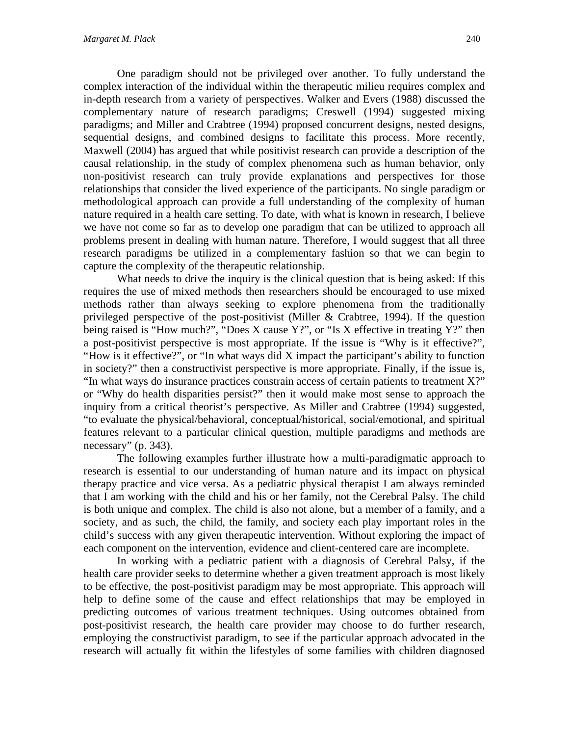One paradigm should not be privileged over another. To fully understand the complex interaction of the individual within the therapeutic milieu requires complex and in-depth research from a variety of perspectives. Walker and Evers (1988) discussed the complementary nature of research paradigms; Creswell (1994) suggested mixing paradigms; and Miller and Crabtree (1994) proposed concurrent designs, nested designs, sequential designs, and combined designs to facilitate this process. More recently, Maxwell (2004) has argued that while positivist research can provide a description of the causal relationship, in the study of complex phenomena such as human behavior, only non-positivist research can truly provide explanations and perspectives for those relationships that consider the lived experience of the participants. No single paradigm or methodological approach can provide a full understanding of the complexity of human nature required in a health care setting. To date, with what is known in research, I believe we have not come so far as to develop one paradigm that can be utilized to approach all problems present in dealing with human nature. Therefore, I would suggest that all three research paradigms be utilized in a complementary fashion so that we can begin to capture the complexity of the therapeutic relationship.

What needs to drive the inquiry is the clinical question that is being asked: If this requires the use of mixed methods then researchers should be encouraged to use mixed methods rather than always seeking to explore phenomena from the traditionally privileged perspective of the post-positivist (Miller & Crabtree, 1994). If the question being raised is "How much?", "Does X cause Y?", or "Is X effective in treating Y?" then a post-positivist perspective is most appropriate. If the issue is "Why is it effective?", "How is it effective?", or "In what ways did X impact the participant's ability to function in society?" then a constructivist perspective is more appropriate. Finally, if the issue is, "In what ways do insurance practices constrain access of certain patients to treatment X?" or "Why do health disparities persist?" then it would make most sense to approach the inquiry from a critical theorist's perspective. As Miller and Crabtree (1994) suggested, "to evaluate the physical/behavioral, conceptual/historical, social/emotional, and spiritual features relevant to a particular clinical question, multiple paradigms and methods are necessary" (p. 343).

The following examples further illustrate how a multi-paradigmatic approach to research is essential to our understanding of human nature and its impact on physical therapy practice and vice versa. As a pediatric physical therapist I am always reminded that I am working with the child and his or her family, not the Cerebral Palsy. The child is both unique and complex. The child is also not alone, but a member of a family, and a society, and as such, the child, the family, and society each play important roles in the child's success with any given therapeutic intervention. Without exploring the impact of each component on the intervention, evidence and client-centered care are incomplete.

In working with a pediatric patient with a diagnosis of Cerebral Palsy, if the health care provider seeks to determine whether a given treatment approach is most likely to be effective, the post-positivist paradigm may be most appropriate. This approach will help to define some of the cause and effect relationships that may be employed in predicting outcomes of various treatment techniques. Using outcomes obtained from post-positivist research, the health care provider may choose to do further research, employing the constructivist paradigm, to see if the particular approach advocated in the research will actually fit within the lifestyles of some families with children diagnosed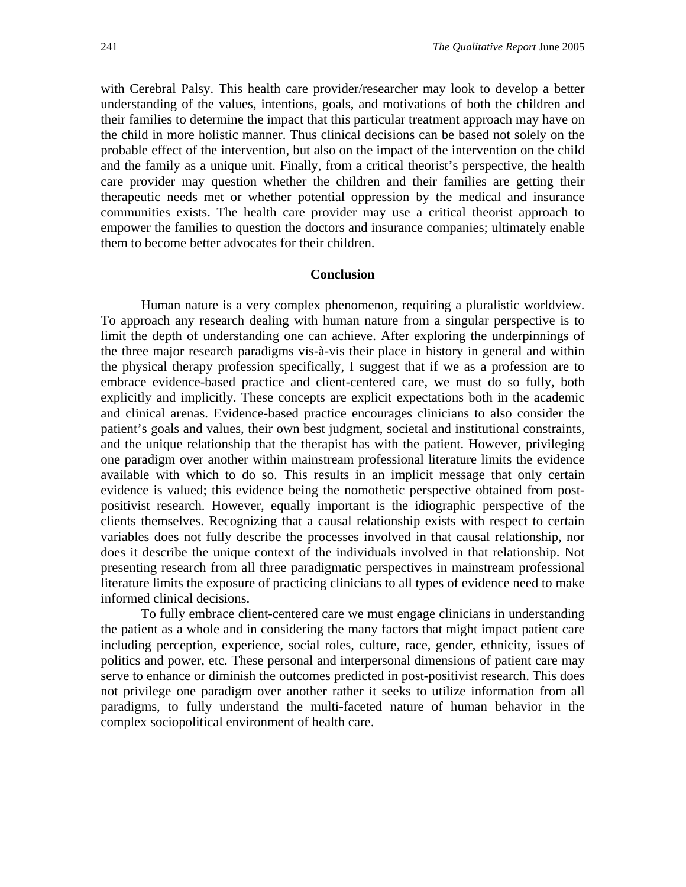with Cerebral Palsy. This health care provider/researcher may look to develop a better understanding of the values, intentions, goals, and motivations of both the children and their families to determine the impact that this particular treatment approach may have on the child in more holistic manner. Thus clinical decisions can be based not solely on the probable effect of the intervention, but also on the impact of the intervention on the child and the family as a unique unit. Finally, from a critical theorist's perspective, the health care provider may question whether the children and their families are getting their therapeutic needs met or whether potential oppression by the medical and insurance communities exists. The health care provider may use a critical theorist approach to empower the families to question the doctors and insurance companies; ultimately enable them to become better advocates for their children.

## Conclusion

Human nature is a very complex phenomenon, requiring a pluralistic worldview. To approach any research dealing with human nature from a singular perspective is to limit the depth of understanding one can achieve. After exploring the underpinnings of the three major research paradigms vis-à-vis their place in history in general and within the physical therapy profession specifically, I suggest that if we as a profession are to embrace evidence-based practice and client-centered care, we must do so fully, both explicitly and implicitly. These concepts are explicit expectations both in the academic and clinical arenas. Evidence-based practice encourages clinicians to also consider the patient's goals and values, their own best judgment, societal and institutional constraints, and the unique relationship that the therapist has with the patient. However, privileging one paradigm over another within mainstream professional literature limits the evidence available with which to do so. This results in an implicit message that only certain evidence is valued; this evidence being the nomothetic perspective obtained from post-positivist research. However, equally important is the idiographic perspective of the clients themselves. Recognizing that a causal relationship exists with respect to certain variables does not fully describe the processes involved in that causal relationship, nor does it describe the unique context of the individuals involved in that relationship. Not presenting research from all three paradigmatic perspectives in mainstream professional literature limits the exposure of practicing clinicians to all types of evidence need to make informed clinical decisions.

To fully embrace client-centered care we must engage clinicians in understanding the patient as a whole and in considering the many factors that might impact patient care including perception, experience, social roles, culture, race, gender, ethnicity, issues of politics and power, etc. These personal and interpersonal dimensions of patient care may serve to enhance or diminish the outcomes predicted in post-positivist research. This does not privilege one paradigm over another rather it seeks to utilize information from all paradigms, to fully understand the multi-faceted nature of human behavior in the complex sociopolitical environment of health care.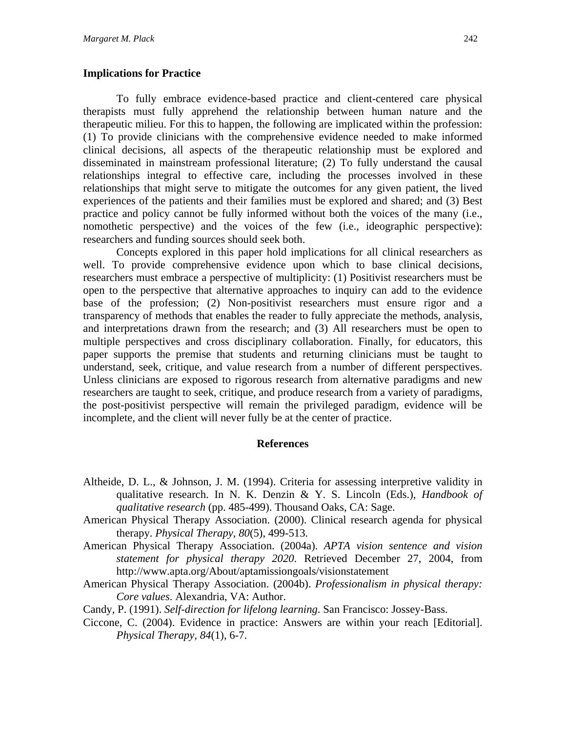### Implications for Practice

To fully embrace evidence-based practice and client-centered care physical therapists must fully apprehend the relationship between human nature and the therapeutic milieu. For this to happen, the following are implicated within the profession: (1) To provide clinicians with the comprehensive evidence needed to make informed clinical decisions, all aspects of the therapeutic relationship must be explored and disseminated in mainstream professional literature; (2) To fully understand the causal relationships integral to effective care, including the processes involved in these relationships that might serve to mitigate the outcomes for any given patient, the lived experiences of the patients and their families must be explored and shared; and (3) Best practice and policy cannot be fully informed without both the voices of the many (i.e., nomothetic perspective) and the voices of the few (i.e., ideographic perspective): researchers and funding sources should seek both.

Concepts explored in this paper hold implications for all clinical researchers as well. To provide comprehensive evidence upon which to base clinical decisions, researchers must embrace a perspective of multiplicity: (1) Positivist researchers must be open to the perspective that alternative approaches to inquiry can add to the evidence base of the profession; (2) Non-positivist researchers must ensure rigor and a transparency of methods that enables the reader to fully appreciate the methods, analysis, and interpretations drawn from the research; and (3) All researchers must be open to multiple perspectives and cross disciplinary collaboration. Finally, for educators, this paper supports the premise that students and returning clinicians must be taught to understand, seek, critique, and value research from a number of different perspectives. Unless clinicians are exposed to rigorous research from alternative paradigms and new researchers are taught to seek, critique, and produce research from a variety of paradigms, the post-positivist perspective will remain the privileged paradigm, evidence will be incomplete, and the client will never fully be at the center of practice.

## References

Altheide, D. L., & Johnson, J. M. (1994). Criteria for assessing interpretive validity in qualitative research. In N. K. Denzin & Y. S. Lincoln (Eds.), *Handbook of qualitative research* (pp. 485-499). Thousand Oaks, CA: Sage.

American Physical Therapy Association. (2000). Clinical research agenda for physical therapy. *Physical Therapy, 80*(5), 499-513.

American Physical Therapy Association. (2004a). *APTA vision sentence and vision statement for physical therapy 2020*. Retrieved December 27, 2004, from http://www.apta.org/About/aptamissiongoals/visionstatement

American Physical Therapy Association. (2004b). *Professionalism in physical therapy: Core values*. Alexandria, VA: Author.

Candy, P. (1991). *Self-direction for lifelong learning*. San Francisco: Jossey-Bass.

Ciccone, C. (2004). Evidence in practice: Answers are within your reach [Editorial]. *Physical Therapy, 84*(1), 6-7.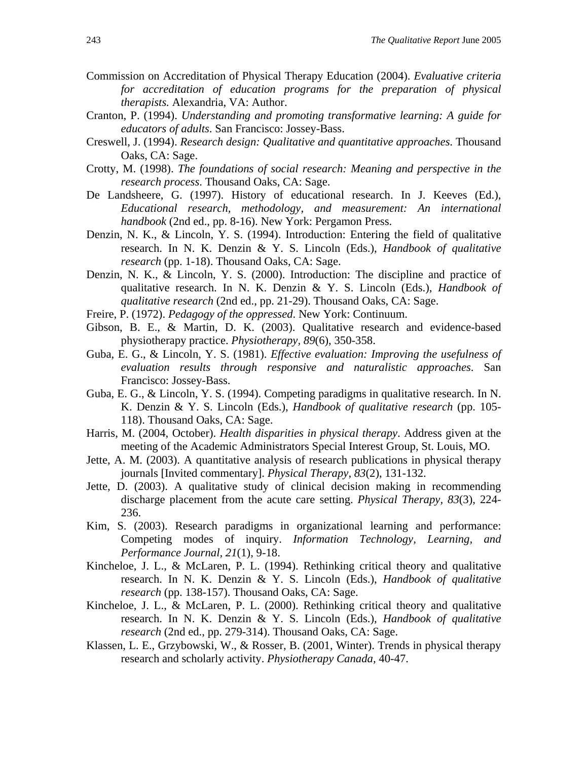Commission on Accreditation of Physical Therapy Education (2004). *Evaluative criteria for accreditation of education programs for the preparation of physical therapists.* Alexandria, VA: Author.

Cranton, P. (1994). *Understanding and promoting transformative learning: A guide for educators of adults*. San Francisco: Jossey-Bass.

Creswell, J. (1994). *Research design: Qualitative and quantitative approaches*. Thousand Oaks, CA: Sage.

Crotty, M. (1998). *The foundations of social research: Meaning and perspective in the research process*. Thousand Oaks, CA: Sage.

De Landsheere, G. (1997). History of educational research. In J. Keeves (Ed.), *Educational research, methodology, and measurement: An international handbook* (2nd ed., pp. 8-16). New York: Pergamon Press.

Denzin, N. K., & Lincoln, Y. S. (1994). Introduction: Entering the field of qualitative research. In N. K. Denzin & Y. S. Lincoln (Eds.), *Handbook of qualitative research* (pp. 1-18). Thousand Oaks, CA: Sage.

Denzin, N. K., & Lincoln, Y. S. (2000). Introduction: The discipline and practice of qualitative research. In N. K. Denzin & Y. S. Lincoln (Eds.), *Handbook of qualitative research* (2nd ed., pp. 21-29). Thousand Oaks, CA: Sage.

Freire, P. (1972). *Pedagogy of the oppressed*. New York: Continuum.

Gibson, B. E., & Martin, D. K. (2003). Qualitative research and evidence-based physiotherapy practice. *Physiotherapy, 89*(6), 350-358.

Guba, E. G., & Lincoln, Y. S. (1981). *Effective evaluation: Improving the usefulness of evaluation results through responsive and naturalistic approaches*. San Francisco: Jossey-Bass.

Guba, E. G., & Lincoln, Y. S. (1994). Competing paradigms in qualitative research. In N. K. Denzin & Y. S. Lincoln (Eds.), *Handbook of qualitative research* (pp. 105-118). Thousand Oaks, CA: Sage.

Harris, M. (2004, October). *Health disparities in physical therapy*. Address given at the meeting of the Academic Administrators Special Interest Group, St. Louis, MO.

Jette, A. M. (2003). A quantitative analysis of research publications in physical therapy journals [Invited commentary]. *Physical Therapy, 83*(2), 131-132.

Jette, D. (2003). A qualitative study of clinical decision making in recommending discharge placement from the acute care setting. *Physical Therapy, 83*(3), 224-236.

Kim, S. (2003). Research paradigms in organizational learning and performance: Competing modes of inquiry. *Information Technology, Learning, and Performance Journal, 21*(1), 9-18.

Kincheloe, J. L., & McLaren, P. L. (1994). Rethinking critical theory and qualitative research. In N. K. Denzin & Y. S. Lincoln (Eds.), *Handbook of qualitative research* (pp. 138-157). Thousand Oaks, CA: Sage.

Kincheloe, J. L., & McLaren, P. L. (2000). Rethinking critical theory and qualitative research. In N. K. Denzin & Y. S. Lincoln (Eds.), *Handbook of qualitative research* (2nd ed., pp. 279-314). Thousand Oaks, CA: Sage.

Klassen, L. E., Grzybowski, W., & Rosser, B. (2001, Winter). Trends in physical therapy research and scholarly activity. *Physiotherapy Canada,* 40-47.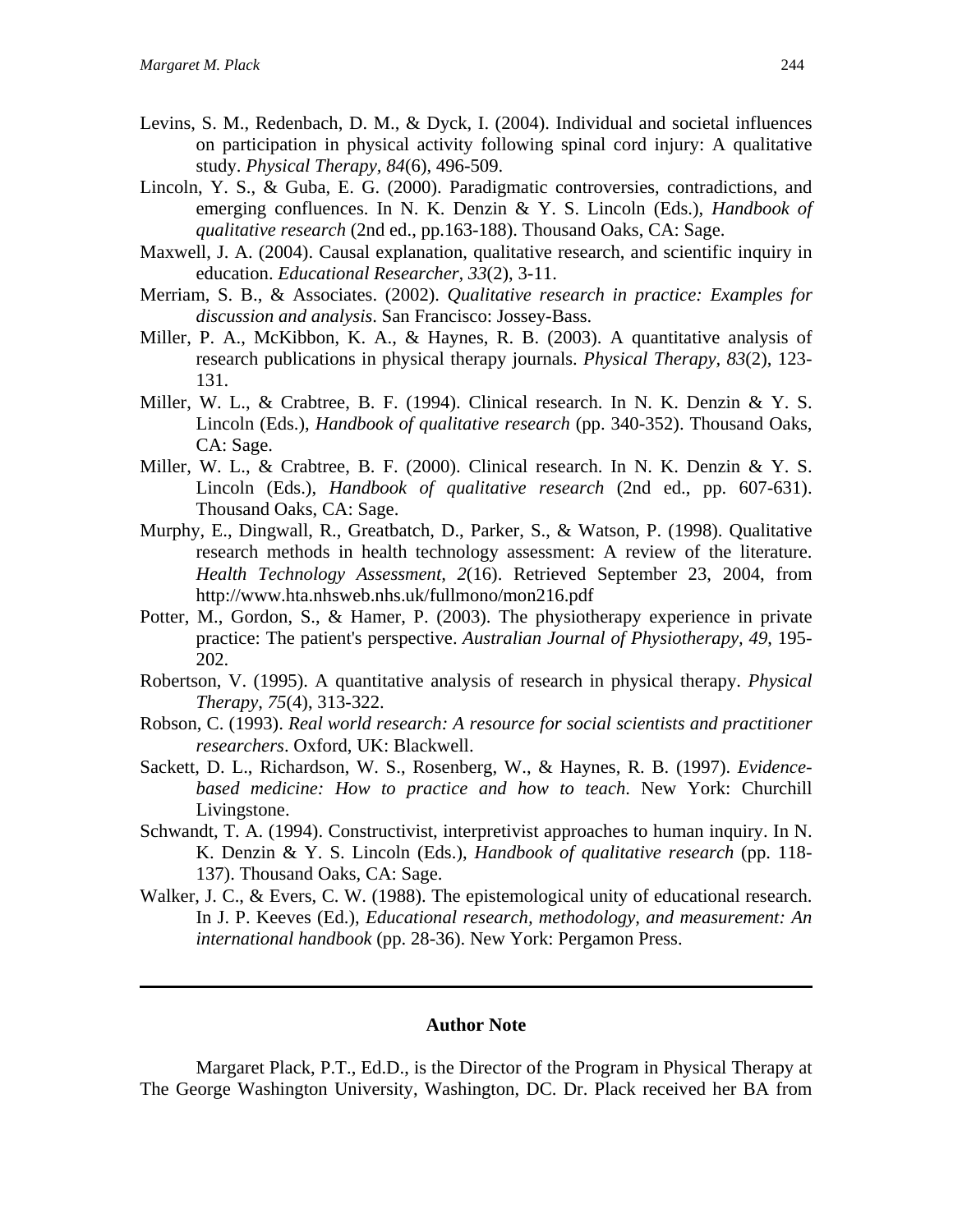Levins, S. M., Redenbach, D. M., & Dyck, I. (2004). Individual and societal influences on participation in physical activity following spinal cord injury: A qualitative study. *Physical Therapy, 84*(6), 496-509.

Lincoln, Y. S., & Guba, E. G. (2000). Paradigmatic controversies, contradictions, and emerging confluences. In N. K. Denzin & Y. S. Lincoln (Eds.), *Handbook of qualitative research* (2nd ed., pp.163-188). Thousand Oaks, CA: Sage.

Maxwell, J. A. (2004). Causal explanation, qualitative research, and scientific inquiry in education. *Educational Researcher, 33*(2), 3-11.

Merriam, S. B., & Associates. (2002). *Qualitative research in practice: Examples for discussion and analysis*. San Francisco: Jossey-Bass.

Miller, P. A., McKibbon, K. A., & Haynes, R. B. (2003). A quantitative analysis of research publications in physical therapy journals. *Physical Therapy, 83*(2), 123-131.

Miller, W. L., & Crabtree, B. F. (1994). Clinical research. In N. K. Denzin & Y. S. Lincoln (Eds.), *Handbook of qualitative research* (pp. 340-352). Thousand Oaks, CA: Sage.

Miller, W. L., & Crabtree, B. F. (2000). Clinical research. In N. K. Denzin & Y. S. Lincoln (Eds.), *Handbook of qualitative research* (2nd ed., pp. 607-631). Thousand Oaks, CA: Sage.

Murphy, E., Dingwall, R., Greatbatch, D., Parker, S., & Watson, P. (1998). Qualitative research methods in health technology assessment: A review of the literature. *Health Technology Assessment, 2*(16). Retrieved September 23, 2004, from http://www.hta.nhsweb.nhs.uk/fullmono/mon216.pdf

Potter, M., Gordon, S., & Hamer, P. (2003). The physiotherapy experience in private practice: The patient's perspective. *Australian Journal of Physiotherapy, 49*, 195-202.

Robertson, V. (1995). A quantitative analysis of research in physical therapy. *Physical Therapy, 75*(4), 313-322.

Robson, C. (1993). *Real world research: A resource for social scientists and practitioner researchers*. Oxford, UK: Blackwell.

Sackett, D. L., Richardson, W. S., Rosenberg, W., & Haynes, R. B. (1997). *Evidence-based medicine: How to practice and how to teach*. New York: Churchill Livingstone.

Schwandt, T. A. (1994). Constructivist, interpretivist approaches to human inquiry. In N. K. Denzin & Y. S. Lincoln (Eds.), *Handbook of qualitative research* (pp. 118-137). Thousand Oaks, CA: Sage.

Walker, J. C., & Evers, C. W. (1988). The epistemological unity of educational research. In J. P. Keeves (Ed.), *Educational research, methodology, and measurement: An international handbook* (pp. 28-36). New York: Pergamon Press.

---

## Author Note

Margaret Plack, P.T., Ed.D., is the Director of the Program in Physical Therapy at The George Washington University, Washington, DC. Dr. Plack received her BA from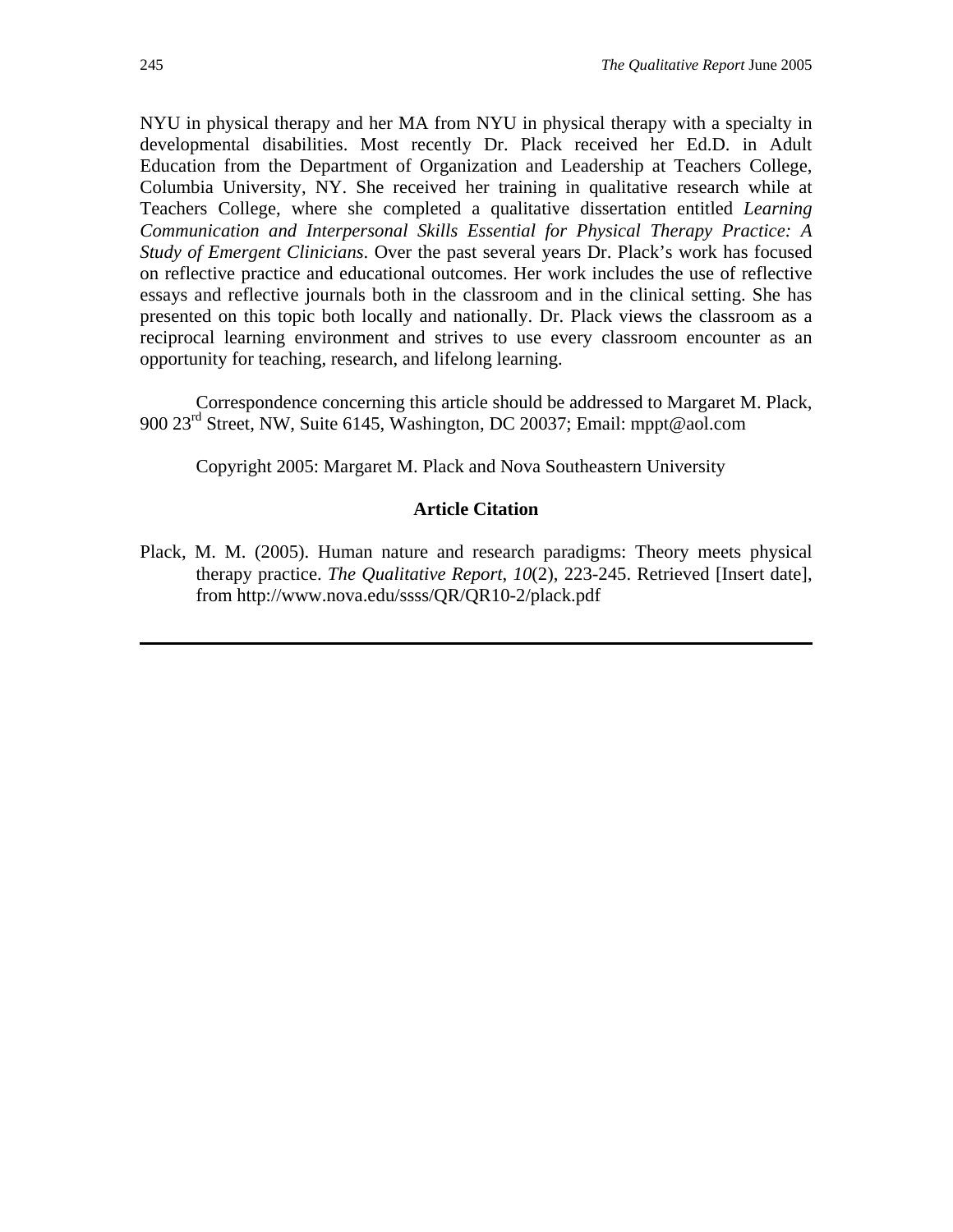NYU in physical therapy and her MA from NYU in physical therapy with a specialty in developmental disabilities. Most recently Dr. Plack received her Ed.D. in Adult Education from the Department of Organization and Leadership at Teachers College, Columbia University, NY. She received her training in qualitative research while at Teachers College, where she completed a qualitative dissertation entitled *Learning Communication and Interpersonal Skills Essential for Physical Therapy Practice: A Study of Emergent Clinicians*. Over the past several years Dr. Plack's work has focused on reflective practice and educational outcomes. Her work includes the use of reflective essays and reflective journals both in the classroom and in the clinical setting. She has presented on this topic both locally and nationally. Dr. Plack views the classroom as a reciprocal learning environment and strives to use every classroom encounter as an opportunity for teaching, research, and lifelong learning.

Correspondence concerning this article should be addressed to Margaret M. Plack, 900 23rd Street, NW, Suite 6145, Washington, DC 20037; Email: mppt@aol.com

Copyright 2005: Margaret M. Plack and Nova Southeastern University

**Article Citation**

Plack, M. M. (2005). Human nature and research paradigms: Theory meets physical therapy practice. *The Qualitative Report*, *10*(2), 223-245. Retrieved [Insert date], from http://www.nova.edu/ssss/QR/QR10-2/plack.pdf